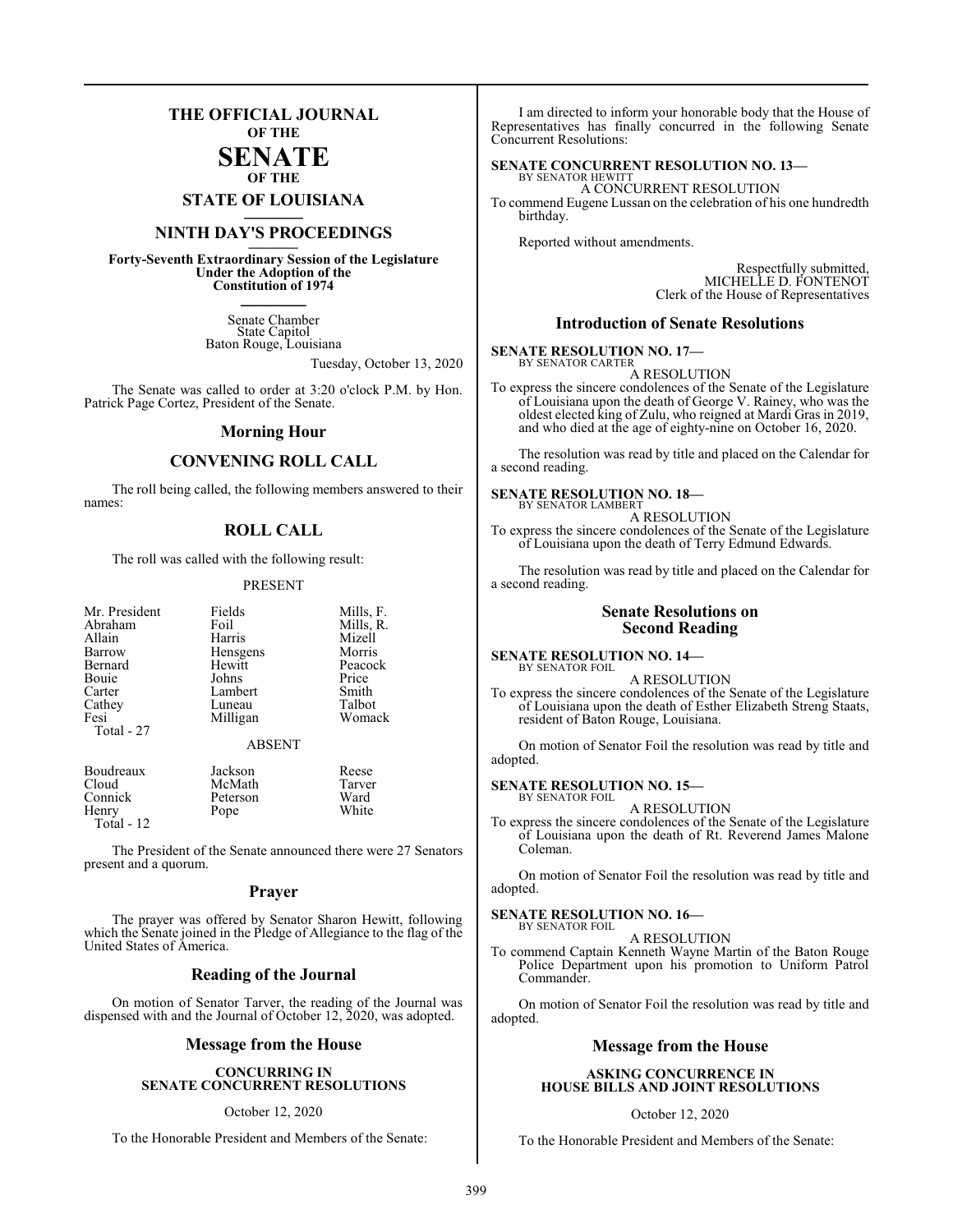# THE OFFICIAL JOURNAL OF THE SENATE OF THE STATE OF LOUISIANA

## NINTH DAY'S PROCEEDINGS

**Forty-Seventh Extraordinary Session of the Legislature Under the Adoption of the Constitution of 1974**

Senate Chamber
State Capitol
Baton Rouge, Louisiana

Tuesday, October 13, 2020

The Senate was called to order at 3:20 o'clock P.M. by Hon. Patrick Page Cortez, President of the Senate.

## Morning Hour

## CONVENING ROLL CALL

The roll being called, the following members answered to their names:

## ROLL CALL

The roll was called with the following result:

PRESENT

| | | |
|---|---|---|
| Mr. President | Fields | Mills, F. |
| Abraham | Foil | Mills, R. |
| Allain | Harris | Mizell |
| Barrow | Hensgens | Morris |
| Bernard | Hewitt | Peacock |
| Bouie | Johns | Price |
| Carter | Lambert | Smith |
| Cathey | Luneau | Talbot |
| Fesi | Milligan | Womack |
| Total - 27 | | |

ABSENT

| | | |
|---|---|---|
| Boudreaux | Jackson | Reese |
| Cloud | McMath | Tarver |
| Connick | Peterson | Ward |
| Henry | Pope | White |
| Total - 12 | | |

The President of the Senate announced there were 27 Senators present and a quorum.

## Prayer

The prayer was offered by Senator Sharon Hewitt, following which the Senate joined in the Pledge of Allegiance to the flag of the United States of America.

## Reading of the Journal

On motion of Senator Tarver, the reading of the Journal was dispensed with and the Journal of October 12, 2020, was adopted.

## Message from the House

**CONCURRING IN SENATE CONCURRENT RESOLUTIONS**

October 12, 2020

To the Honorable President and Members of the Senate:

I am directed to inform your honorable body that the House of Representatives has finally concurred in the following Senate Concurrent Resolutions:

**SENATE CONCURRENT RESOLUTION NO. 13—**
BY SENATOR HEWITT
A CONCURRENT RESOLUTION
To commend Eugene Lussan on the celebration of his one hundredth birthday.

Reported without amendments.

Respectfully submitted,
MICHELLE D. FONTENOT
Clerk of the House of Representatives

## Introduction of Senate Resolutions

**SENATE RESOLUTION NO. 17—**
BY SENATOR CARTER
A RESOLUTION
To express the sincere condolences of the Senate of the Legislature of Louisiana upon the death of George V. Rainey, who was the oldest elected king of Zulu, who reigned at Mardi Gras in 2019, and who died at the age of eighty-nine on October 16, 2020.

The resolution was read by title and placed on the Calendar for a second reading.

**SENATE RESOLUTION NO. 18—**
BY SENATOR LAMBERT
A RESOLUTION
To express the sincere condolences of the Senate of the Legislature of Louisiana upon the death of Terry Edmund Edwards.

The resolution was read by title and placed on the Calendar for a second reading.

## Senate Resolutions on Second Reading

**SENATE RESOLUTION NO. 14—**
BY SENATOR FOIL
A RESOLUTION
To express the sincere condolences of the Senate of the Legislature of Louisiana upon the death of Esther Elizabeth Streng Staats, resident of Baton Rouge, Louisiana.

On motion of Senator Foil the resolution was read by title and adopted.

**SENATE RESOLUTION NO. 15—**
BY SENATOR FOIL
A RESOLUTION
To express the sincere condolences of the Senate of the Legislature of Louisiana upon the death of Rt. Reverend James Malone Coleman.

On motion of Senator Foil the resolution was read by title and adopted.

**SENATE RESOLUTION NO. 16—**
BY SENATOR FOIL
A RESOLUTION
To commend Captain Kenneth Wayne Martin of the Baton Rouge Police Department upon his promotion to Uniform Patrol Commander.

On motion of Senator Foil the resolution was read by title and adopted.

## Message from the House

**ASKING CONCURRENCE IN HOUSE BILLS AND JOINT RESOLUTIONS**

October 12, 2020

To the Honorable President and Members of the Senate: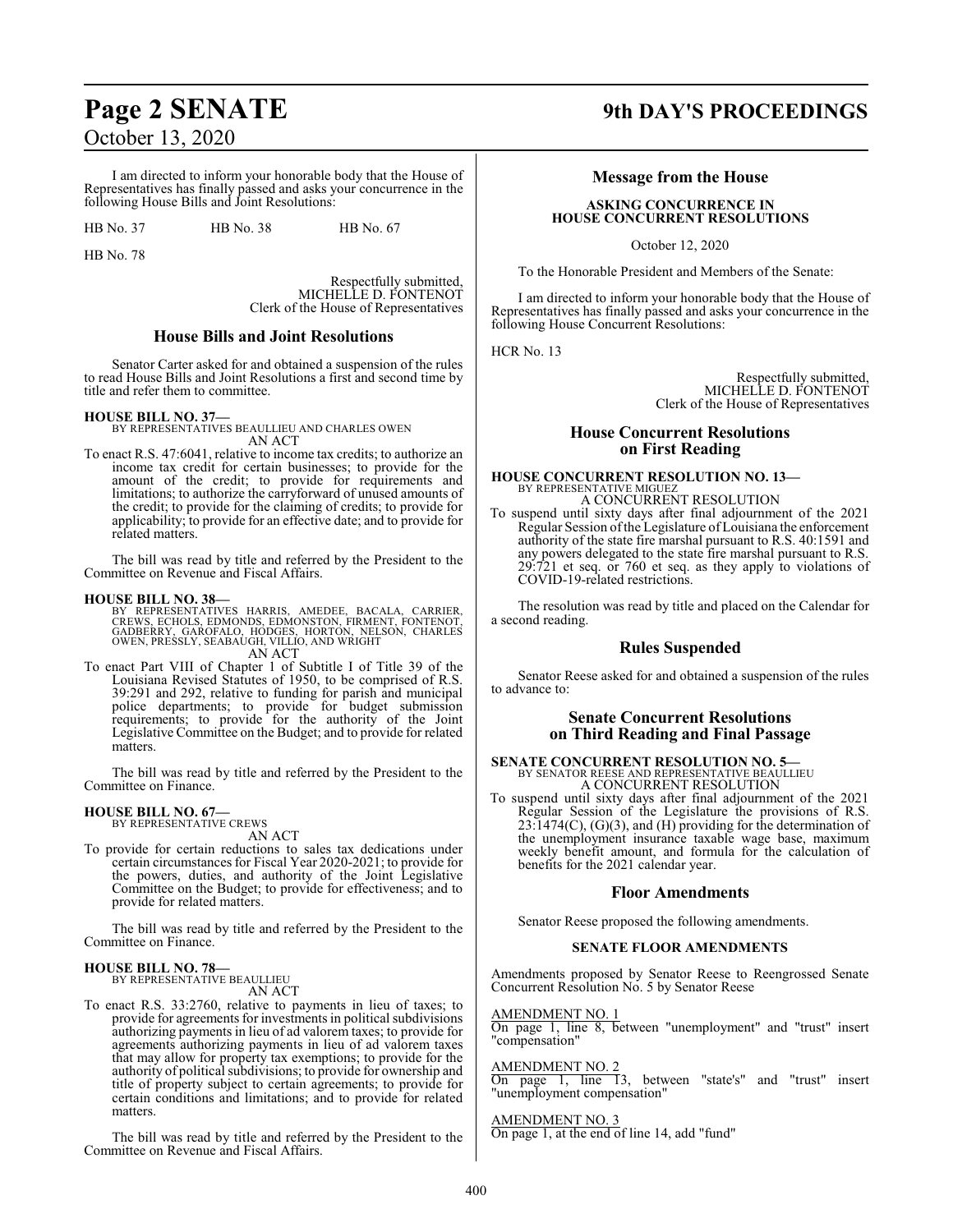I am directed to inform your honorable body that the House of Representatives has finally passed and asks your concurrence in the following House Bills and Joint Resolutions:

HB No. 37 HB No. 38 HB No. 67

HB No. 78

Respectfully submitted,
MICHELLE D. FONTENOT
Clerk of the House of Representatives

## House Bills and Joint Resolutions

Senator Carter asked for and obtained a suspension of the rules to read House Bills and Joint Resolutions a first and second time by title and refer them to committee.

**HOUSE BILL NO. 37—**
BY REPRESENTATIVES BEAULLIEU AND CHARLES OWEN
AN ACT

To enact R.S. 47:6041, relative to income tax credits; to authorize an income tax credit for certain businesses; to provide for the amount of the credit; to provide for requirements and limitations; to authorize the carryforward of unused amounts of the credit; to provide for the claiming of credits; to provide for applicability; to provide for an effective date; and to provide for related matters.

The bill was read by title and referred by the President to the Committee on Revenue and Fiscal Affairs.

**HOUSE BILL NO. 38—**
BY REPRESENTATIVES HARRIS, AMEDEE, BACALA, CARRIER, CREWS, ECHOLS, EDMONDS, EDMONSTON, FIRMENT, FONTENOT, GADBERRY, GAROFALO, HODGES, HORTON, NELSON, CHARLES OWEN, PRESSLY, SEABAUGH, VILLIO, AND WRIGHT
AN ACT

To enact Part VIII of Chapter 1 of Subtitle I of Title 39 of the Louisiana Revised Statutes of 1950, to be comprised of R.S. 39:291 and 292, relative to funding for parish and municipal police departments; to provide for budget submission requirements; to provide for the authority of the Joint Legislative Committee on the Budget; and to provide for related matters.

The bill was read by title and referred by the President to the Committee on Finance.

**HOUSE BILL NO. 67—**
BY REPRESENTATIVE CREWS
AN ACT

To provide for certain reductions to sales tax dedications under certain circumstances for Fiscal Year 2020-2021; to provide for the powers, duties, and authority of the Joint Legislative Committee on the Budget; to provide for effectiveness; and to provide for related matters.

The bill was read by title and referred by the President to the Committee on Finance.

**HOUSE BILL NO. 78—**
BY REPRESENTATIVE BEAULLIEU
AN ACT

To enact R.S. 33:2760, relative to payments in lieu of taxes; to provide for agreements for investments in political subdivisions authorizing payments in lieu of ad valorem taxes; to provide for agreements authorizing payments in lieu of ad valorem taxes that may allow for property tax exemptions; to provide for the authority of political subdivisions; to provide for ownership and title of property subject to certain agreements; to provide for certain conditions and limitations; and to provide for related matters.

The bill was read by title and referred by the President to the Committee on Revenue and Fiscal Affairs.

## Message from the House

**ASKING CONCURRENCE IN HOUSE CONCURRENT RESOLUTIONS**

October 12, 2020

To the Honorable President and Members of the Senate:

I am directed to inform your honorable body that the House of Representatives has finally passed and asks your concurrence in the following House Concurrent Resolutions:

HCR No. 13

Respectfully submitted,
MICHELLE D. FONTENOT
Clerk of the House of Representatives

## House Concurrent Resolutions on First Reading

**HOUSE CONCURRENT RESOLUTION NO. 13—**
BY REPRESENTATIVE MIGUEZ
A CONCURRENT RESOLUTION

To suspend until sixty days after final adjournment of the 2021 Regular Session of the Legislature of Louisiana the enforcement authority of the state fire marshal pursuant to R.S. 40:1591 and any powers delegated to the state fire marshal pursuant to R.S. 29:721 et seq. or 760 et seq. as they apply to violations of COVID-19-related restrictions.

The resolution was read by title and placed on the Calendar for a second reading.

## Rules Suspended

Senator Reese asked for and obtained a suspension of the rules to advance to:

## Senate Concurrent Resolutions on Third Reading and Final Passage

**SENATE CONCURRENT RESOLUTION NO. 5—**
BY SENATOR REESE AND REPRESENTATIVE BEAULLIEU
A CONCURRENT RESOLUTION

To suspend until sixty days after final adjournment of the 2021 Regular Session of the Legislature the provisions of R.S. 23:1474(C), (G)(3), and (H) providing for the determination of the unemployment insurance taxable wage base, maximum weekly benefit amount, and formula for the calculation of benefits for the 2021 calendar year.

## Floor Amendments

Senator Reese proposed the following amendments.

**SENATE FLOOR AMENDMENTS**

Amendments proposed by Senator Reese to Reengrossed Senate Concurrent Resolution No. 5 by Senator Reese

AMENDMENT NO. 1
On page 1, line 8, between "unemployment" and "trust" insert "compensation"

AMENDMENT NO. 2
On page 1, line 13, between "state's" and "trust" insert "unemployment compensation"

AMENDMENT NO. 3
On page 1, at the end of line 14, add "fund"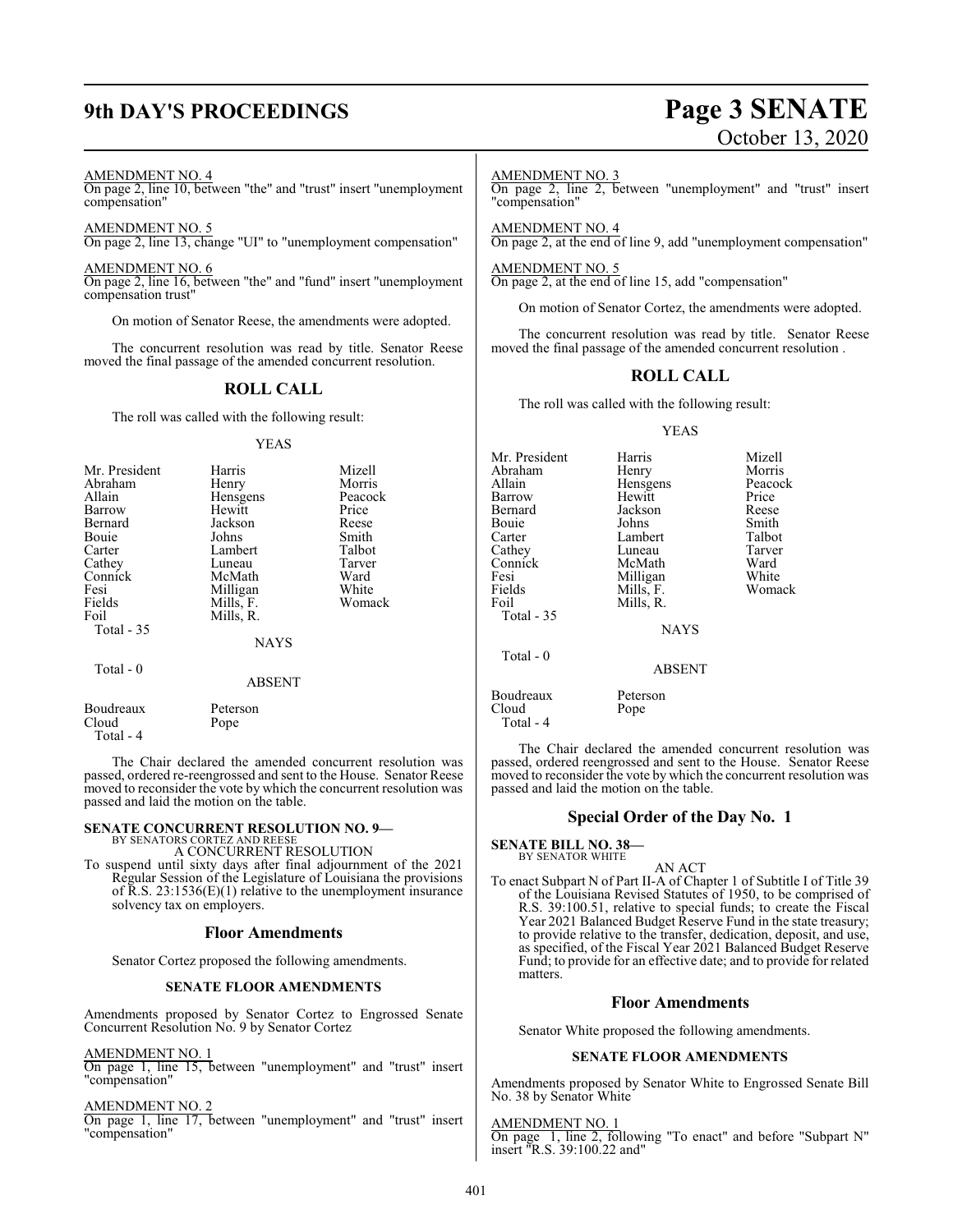AMENDMENT NO. 4
On page 2, line 10, between "the" and "trust" insert "unemployment compensation"

AMENDMENT NO. 5
On page 2, line 13, change "UI" to "unemployment compensation"

AMENDMENT NO. 6
On page 2, line 16, between "the" and "fund" insert "unemployment compensation trust"

On motion of Senator Reese, the amendments were adopted.

The concurrent resolution was read by title. Senator Reese moved the final passage of the amended concurrent resolution.

## ROLL CALL

The roll was called with the following result:

YEAS

| | | |
|---|---|---|
| Mr. President | Harris | Mizell |
| Abraham | Henry | Morris |
| Allain | Hensgens | Peacock |
| Barrow | Hewitt | Price |
| Bernard | Jackson | Reese |
| Bouie | Johns | Smith |
| Carter | Lambert | Talbot |
| Cathey | Luneau | Tarver |
| Connick | McMath | Ward |
| Fesi | Milligan | White |
| Fields | Mills, F. | Womack |
| Foil | Mills, R. | |

Total - 35

NAYS

Total - 0

ABSENT

| | |
|---|---|
| Boudreaux | Peterson |
| Cloud | Pope |

Total - 4

The Chair declared the amended concurrent resolution was passed, ordered re-reengrossed and sent to the House. Senator Reese moved to reconsider the vote by which the concurrent resolution was passed and laid the motion on the table.

**SENATE CONCURRENT RESOLUTION NO. 9—**
BY SENATORS CORTEZ AND REESE
A CONCURRENT RESOLUTION

To suspend until sixty days after final adjournment of the 2021 Regular Session of the Legislature of Louisiana the provisions of R.S. 23:1536(E)(1) relative to the unemployment insurance solvency tax on employers.

### Floor Amendments

Senator Cortez proposed the following amendments.

#### SENATE FLOOR AMENDMENTS

Amendments proposed by Senator Cortez to Engrossed Senate Concurrent Resolution No. 9 by Senator Cortez

AMENDMENT NO. 1
On page 1, line 15, between "unemployment" and "trust" insert "compensation"

AMENDMENT NO. 2
On page 1, line 17, between "unemployment" and "trust" insert "compensation"

AMENDMENT NO. 3
On page 2, line 2, between "unemployment" and "trust" insert "compensation"

AMENDMENT NO. 4
On page 2, at the end of line 9, add "unemployment compensation"

AMENDMENT NO. 5
On page 2, at the end of line 15, add "compensation"

On motion of Senator Cortez, the amendments were adopted.

The concurrent resolution was read by title. Senator Reese moved the final passage of the amended concurrent resolution .

## ROLL CALL

The roll was called with the following result:

YEAS

| | | |
|---|---|---|
| Mr. President | Harris | Mizell |
| Abraham | Henry | Morris |
| Allain | Hensgens | Peacock |
| Barrow | Hewitt | Price |
| Bernard | Jackson | Reese |
| Bouie | Johns | Smith |
| Carter | Lambert | Talbot |
| Cathey | Luneau | Tarver |
| Connick | McMath | Ward |
| Fesi | Milligan | White |
| Fields | Mills, F. | Womack |
| Foil | Mills, R. | |

Total - 35

NAYS

Total - 0

ABSENT

| | |
|---|---|
| Boudreaux | Peterson |
| Cloud | Pope |

Total - 4

The Chair declared the amended concurrent resolution was passed, ordered reengrossed and sent to the House. Senator Reese moved to reconsider the vote by which the concurrent resolution was passed and laid the motion on the table.

## Special Order of the Day No. 1

**SENATE BILL NO. 38—**
BY SENATOR WHITE
AN ACT

To enact Subpart N of Part II-A of Chapter 1 of Subtitle I of Title 39 of the Louisiana Revised Statutes of 1950, to be comprised of R.S. 39:100.51, relative to special funds; to create the Fiscal Year 2021 Balanced Budget Reserve Fund in the state treasury; to provide relative to the transfer, dedication, deposit, and use, as specified, of the Fiscal Year 2021 Balanced Budget Reserve Fund; to provide for an effective date; and to provide for related matters.

### Floor Amendments

Senator White proposed the following amendments.

#### SENATE FLOOR AMENDMENTS

Amendments proposed by Senator White to Engrossed Senate Bill No. 38 by Senator White

AMENDMENT NO. 1
On page 1, line 2, following "To enact" and before "Subpart N" insert "R.S. 39:100.22 and"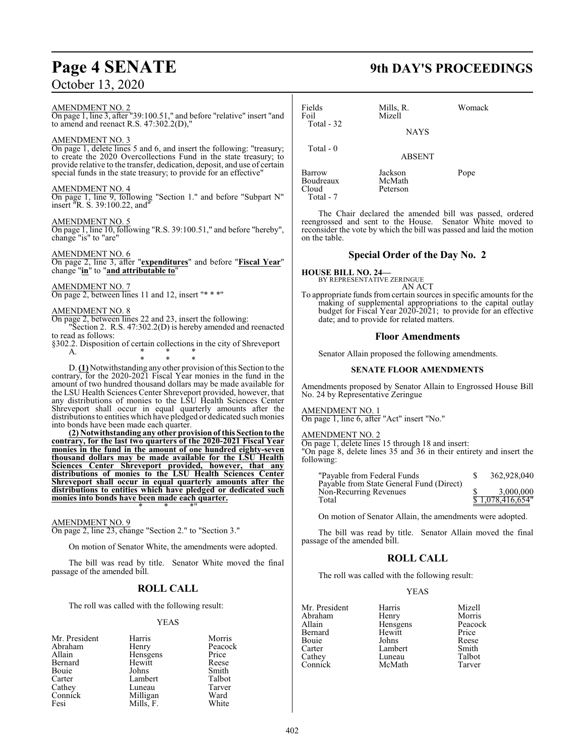AMENDMENT NO. 2

On page 1, line 3, after "39:100.51," and before "relative" insert "and to amend and reenact R.S. 47:302.2(D),"

AMENDMENT NO. 3

On page 1, delete lines 5 and 6, and insert the following: "treasury; to create the 2020 Overcollections Fund in the state treasury; to provide relative to the transfer, dedication, deposit, and use of certain special funds in the state treasury; to provide for an effective"

AMENDMENT NO. 4

On page 1, line 9, following "Section 1." and before "Subpart N" insert "R. S. 39:100.22, and"

AMENDMENT NO. 5

On page 1, line 10, following "R.S. 39:100.51," and before "hereby", change "is" to "are"

AMENDMENT NO. 6

On page 2, line 3, after "**expenditures**" and before "**Fiscal Year**" change "**in**" to "**and attributable to**"

AMENDMENT NO. 7

On page 2, between lines 11 and 12, insert "* * *"

AMENDMENT NO. 8

On page 2, between lines 22 and 23, insert the following:

"Section 2. R.S. 47:302.2(D) is hereby amended and reenacted to read as follows:

§302.2. Disposition of certain collections in the city of Shreveport

A. * * *

\* * *

D. **(1)** Notwithstanding any other provision of this Section to the contrary, for the 2020-2021 Fiscal Year monies in the fund in the amount of two hundred thousand dollars may be made available for the LSU Health Sciences Center Shreveport provided, however, that any distributions of monies to the LSU Health Sciences Center Shreveport shall occur in equal quarterly amounts after the distributions to entities which have pledged or dedicated such monies into bonds have been made each quarter.

**(2) Notwithstanding any other provision of this Section to the contrary, for the last two quarters of the 2020-2021 Fiscal Year monies in the fund in the amount of one hundred eighty-seven thousand dollars may be made available for the LSU Health Sciences Center Shreveport provided, however, that any distributions of monies to the LSU Health Sciences Center Shreveport shall occur in equal quarterly amounts after the distributions to entities which have pledged or dedicated such monies into bonds have been made each quarter.**

\* * *"

AMENDMENT NO. 9

On page 2, line 23, change "Section 2." to "Section 3."

On motion of Senator White, the amendments were adopted.

The bill was read by title. Senator White moved the final passage of the amended bill.

## ROLL CALL

The roll was called with the following result:

YEAS

| | | |
|---|---|---|
| Mr. President | Harris | Morris |
| Abraham | Henry | Peacock |
| Allain | Hensgens | Price |
| Bernard | Hewitt | Reese |
| Bouie | Johns | Smith |
| Carter | Lambert | Talbot |
| Cathey | Luneau | Tarver |
| Connick | Milligan | Ward |
| Fesi | Mills, F. | White |
| Fields | Mills, R. | Womack |
| Foil | Mizell | |

Total - 32

NAYS

Total - 0

ABSENT

| | | |
|---|---|---|
| Barrow | Jackson | Pope |
| Boudreaux | McMath | |
| Cloud | Peterson | |

Total - 7

The Chair declared the amended bill was passed, ordered reengrossed and sent to the House. Senator White moved to reconsider the vote by which the bill was passed and laid the motion on the table.

## Special Order of the Day No. 2

**HOUSE BILL NO. 24—**
BY REPRESENTATIVE ZERINGUE
AN ACT

To appropriate funds from certain sources in specific amounts for the making of supplemental appropriations to the capital outlay budget for Fiscal Year 2020-2021; to provide for an effective date; and to provide for related matters.

## Floor Amendments

Senator Allain proposed the following amendments.

### SENATE FLOOR AMENDMENTS

Amendments proposed by Senator Allain to Engrossed House Bill No. 24 by Representative Zeringue

AMENDMENT NO. 1

On page 1, line 6, after "Act" insert "No."

AMENDMENT NO. 2

On page 1, delete lines 15 through 18 and insert:

"On page 8, delete lines 35 and 36 in their entirety and insert the following:

| | |
|---|---|
| "Payable from Federal Funds | $ 362,928,040 |
| Payable from State General Fund (Direct) Non-Recurring Revenues | $ 3,000,000 |
| Total | $ 1,078,416,654" |

On motion of Senator Allain, the amendments were adopted.

The bill was read by title. Senator Allain moved the final passage of the amended bill.

## ROLL CALL

The roll was called with the following result:

YEAS

| | | |
|---|---|---|
| Mr. President | Harris | Mizell |
| Abraham | Henry | Morris |
| Allain | Hensgens | Peacock |
| Bernard | Hewitt | Price |
| Bouie | Johns | Reese |
| Carter | Lambert | Smith |
| Cathey | Luneau | Talbot |
| Connick | McMath | Tarver |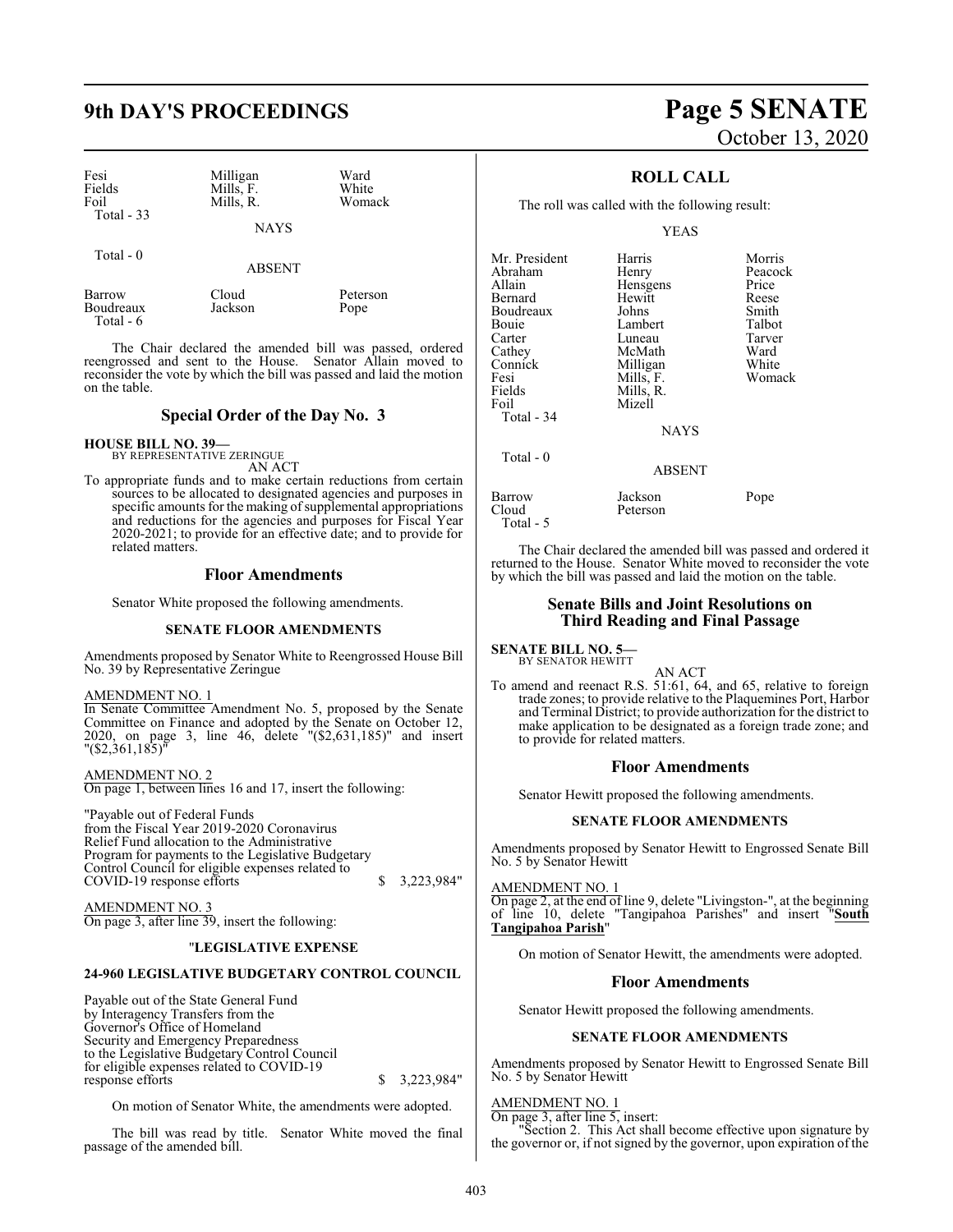| Fesi | Milligan | Ward |
|---|---|---|
| Fields | Mills, F. | White |
| Foil | Mills, R. | Womack |
| Total - 33 | | |

NAYS

Total - 0

ABSENT

| Barrow | Cloud | Peterson |
|---|---|---|
| Boudreaux | Jackson | Pope |
| Total - 6 | | |

The Chair declared the amended bill was passed, ordered reengrossed and sent to the House. Senator Allain moved to reconsider the vote by which the bill was passed and laid the motion on the table.

## Special Order of the Day No. 3

**HOUSE BILL NO. 39—**
BY REPRESENTATIVE ZERINGUE
AN ACT

To appropriate funds and to make certain reductions from certain sources to be allocated to designated agencies and purposes in specific amounts for the making of supplemental appropriations and reductions for the agencies and purposes for Fiscal Year 2020-2021; to provide for an effective date; and to provide for related matters.

## Floor Amendments

Senator White proposed the following amendments.

### SENATE FLOOR AMENDMENTS

Amendments proposed by Senator White to Reengrossed House Bill No. 39 by Representative Zeringue

AMENDMENT NO. 1
In Senate Committee Amendment No. 5, proposed by the Senate Committee on Finance and adopted by the Senate on October 12, 2020, on page 3, line 46, delete "($2,631,185)" and insert "($2,361,185)"

AMENDMENT NO. 2
On page 1, between lines 16 and 17, insert the following:

"Payable out of Federal Funds
from the Fiscal Year 2019-2020 Coronavirus
Relief Fund allocation to the Administrative
Program for payments to the Legislative Budgetary
Control Council for eligible expenses related to
COVID-19 response efforts $ 3,223,984"

AMENDMENT NO. 3
On page 3, after line 39, insert the following:

"**LEGISLATIVE EXPENSE**

**24-960 LEGISLATIVE BUDGETARY CONTROL COUNCIL**

Payable out of the State General Fund
by Interagency Transfers from the
Governor's Office of Homeland
Security and Emergency Preparedness
to the Legislative Budgetary Control Council
for eligible expenses related to COVID-19
response efforts $ 3,223,984"

On motion of Senator White, the amendments were adopted.

The bill was read by title. Senator White moved the final passage of the amended bill.

## ROLL CALL

The roll was called with the following result:

YEAS

| Mr. President | Harris | Morris |
|---|---|---|
| Abraham | Henry | Peacock |
| Allain | Hensgens | Price |
| Bernard | Hewitt | Reese |
| Boudreaux | Johns | Smith |
| Bouie | Lambert | Talbot |
| Carter | Luneau | Tarver |
| Cathey | McMath | Ward |
| Connick | Milligan | White |
| Fesi | Mills, F. | Womack |
| Fields | Mills, R. | |
| Foil | Mizell | |
| Total - 34 | | |

NAYS

Total - 0

ABSENT

| Barrow | Jackson | Pope |
|---|---|---|
| Cloud | Peterson | |
| Total - 5 | | |

The Chair declared the amended bill was passed and ordered it returned to the House. Senator White moved to reconsider the vote by which the bill was passed and laid the motion on the table.

## Senate Bills and Joint Resolutions on Third Reading and Final Passage

**SENATE BILL NO. 5—**
BY SENATOR HEWITT
AN ACT

To amend and reenact R.S. 51:61, 64, and 65, relative to foreign trade zones; to provide relative to the Plaquemines Port, Harbor and Terminal District; to provide authorization for the district to make application to be designated as a foreign trade zone; and to provide for related matters.

## Floor Amendments

Senator Hewitt proposed the following amendments.

### SENATE FLOOR AMENDMENTS

Amendments proposed by Senator Hewitt to Engrossed Senate Bill No. 5 by Senator Hewitt

AMENDMENT NO. 1
On page 2, at the end of line 9, delete "Livingston-", at the beginning of line 10, delete "Tangipahoa Parishes" and insert "**South Tangipahoa Parish**"

On motion of Senator Hewitt, the amendments were adopted.

## Floor Amendments

Senator Hewitt proposed the following amendments.

### SENATE FLOOR AMENDMENTS

Amendments proposed by Senator Hewitt to Engrossed Senate Bill No. 5 by Senator Hewitt

AMENDMENT NO. 1
On page 3, after line 5, insert:

"Section 2. This Act shall become effective upon signature by the governor or, if not signed by the governor, upon expiration of the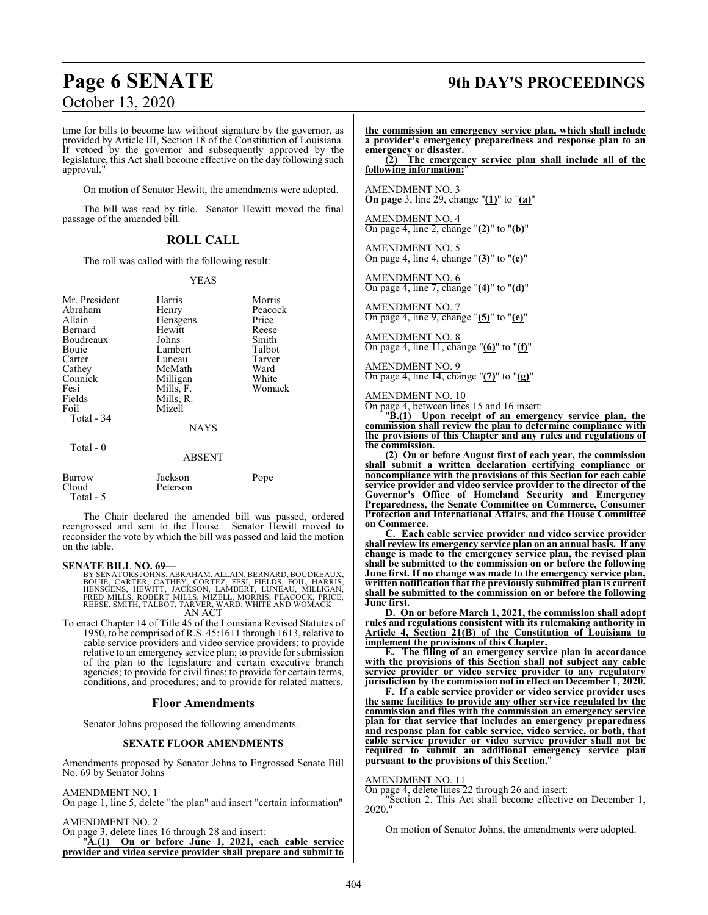time for bills to become law without signature by the governor, as provided by Article III, Section 18 of the Constitution of Louisiana. If vetoed by the governor and subsequently approved by the legislature, this Act shall become effective on the day following such approval."

On motion of Senator Hewitt, the amendments were adopted.

The bill was read by title. Senator Hewitt moved the final passage of the amended bill.

## ROLL CALL

The roll was called with the following result:

YEAS

| | | |
|---|---|---|
| Mr. President | Harris | Morris |
| Abraham | Henry | Peacock |
| Allain | Hensgens | Price |
| Bernard | Hewitt | Reese |
| Boudreaux | Johns | Smith |
| Bouie | Lambert | Talbot |
| Carter | Luneau | Tarver |
| Cathey | McMath | Ward |
| Connick | Milligan | White |
| Fesi | Mills, F. | Womack |
| Fields | Mills, R. | |
| Foil | Mizell | |

Total - 34

NAYS

Total - 0

ABSENT

| | | |
|---|---|---|
| Barrow | Jackson | Pope |
| Cloud | Peterson | |

Total - 5

The Chair declared the amended bill was passed, ordered reengrossed and sent to the House. Senator Hewitt moved to reconsider the vote by which the bill was passed and laid the motion on the table.

**SENATE BILL NO. 69—**

BY SENATORS JOHNS, ABRAHAM, ALLAIN, BERNARD, BOUDREAUX, BOUIE, CARTER, CATHEY, CORTEZ, FESI, FIELDS, FOIL, HARRIS, HENSGENS, HEWITT, JACKSON, LAMBERT, LUNEAU, MILLIGAN, FRED MILLS, ROBERT MILLS, MIZELL, MORRIS, PEACOCK, PRICE, REESE, SMITH, TALBOT, TARVER, WARD, WHITE AND WOMACK

AN ACT

To enact Chapter 14 of Title 45 of the Louisiana Revised Statutes of 1950, to be comprised of R.S. 45:1611 through 1613, relative to cable service providers and video service providers; to provide relative to an emergency service plan; to provide for submission of the plan to the legislature and certain executive branch agencies; to provide for civil fines; to provide for certain terms, conditions, and procedures; and to provide for related matters.

## Floor Amendments

Senator Johns proposed the following amendments.

### SENATE FLOOR AMENDMENTS

Amendments proposed by Senator Johns to Engrossed Senate Bill No. 69 by Senator Johns

AMENDMENT NO. 1
On page 1, line 5, delete "the plan" and insert "certain information"

AMENDMENT NO. 2
On page 3, delete lines 16 through 28 and insert:
"**A.(1) On or before June 1, 2021, each cable service provider and video service provider shall prepare and submit to the commission an emergency service plan, which shall include a provider's emergency preparedness and response plan to an emergency or disaster.**
**(2) The emergency service plan shall include all of the following information:**"

AMENDMENT NO. 3
**On page** 3, line 29, change "**(1)**" to "**(a)**"

AMENDMENT NO. 4
On page 4, line 2, change "**(2)**" to "**(b)**"

AMENDMENT NO. 5
On page 4, line 4, change "**(3)**" to "**(c)**"

AMENDMENT NO. 6
On page 4, line 7, change "**(4)**" to "**(d)**"

AMENDMENT NO. 7
On page 4, line 9, change "**(5)**" to "**(e)**"

AMENDMENT NO. 8
On page 4, line 11, change "**(6)**" to "**(f)**"

AMENDMENT NO. 9
On page 4, line 14, change "**(7)**" to "**(g)**"

AMENDMENT NO. 10
On page 4, between lines 15 and 16 insert:
"**B.(1) Upon receipt of an emergency service plan, the commission shall review the plan to determine compliance with the provisions of this Chapter and any rules and regulations of the commission.**
**(2) On or before August first of each year, the commission shall submit a written declaration certifying compliance or noncompliance with the provisions of this Section for each cable service provider and video service provider to the director of the Governor's Office of Homeland Security and Emergency Preparedness, the Senate Committee on Commerce, Consumer Protection and International Affairs, and the House Committee on Commerce.**
**C. Each cable service provider and video service provider shall review its emergency service plan on an annual basis. If any change is made to the emergency service plan, the revised plan shall be submitted to the commission on or before the following June first. If no change was made to the emergency service plan, written notification that the previously submitted plan is current shall be submitted to the commission on or before the following June first.**
**D. On or before March 1, 2021, the commission shall adopt rules and regulations consistent with its rulemaking authority in Article 4, Section 21(B) of the Constitution of Louisiana to implement the provisions of this Chapter.**
**E. The filing of an emergency service plan in accordance with the provisions of this Section shall not subject any cable service provider or video service provider to any regulatory jurisdiction by the commission not in effect on December 1, 2020.**
**F. If a cable service provider or video service provider uses the same facilities to provide any other service regulated by the commission and files with the commission an emergency service plan for that service that includes an emergency preparedness and response plan for cable service, video service, or both, that cable service provider or video service provider shall not be required to submit an additional emergency service plan pursuant to the provisions of this Section.**"

AMENDMENT NO. 11
On page 4, delete lines 22 through 26 and insert:
"Section 2. This Act shall become effective on December 1, 2020."

On motion of Senator Johns, the amendments were adopted.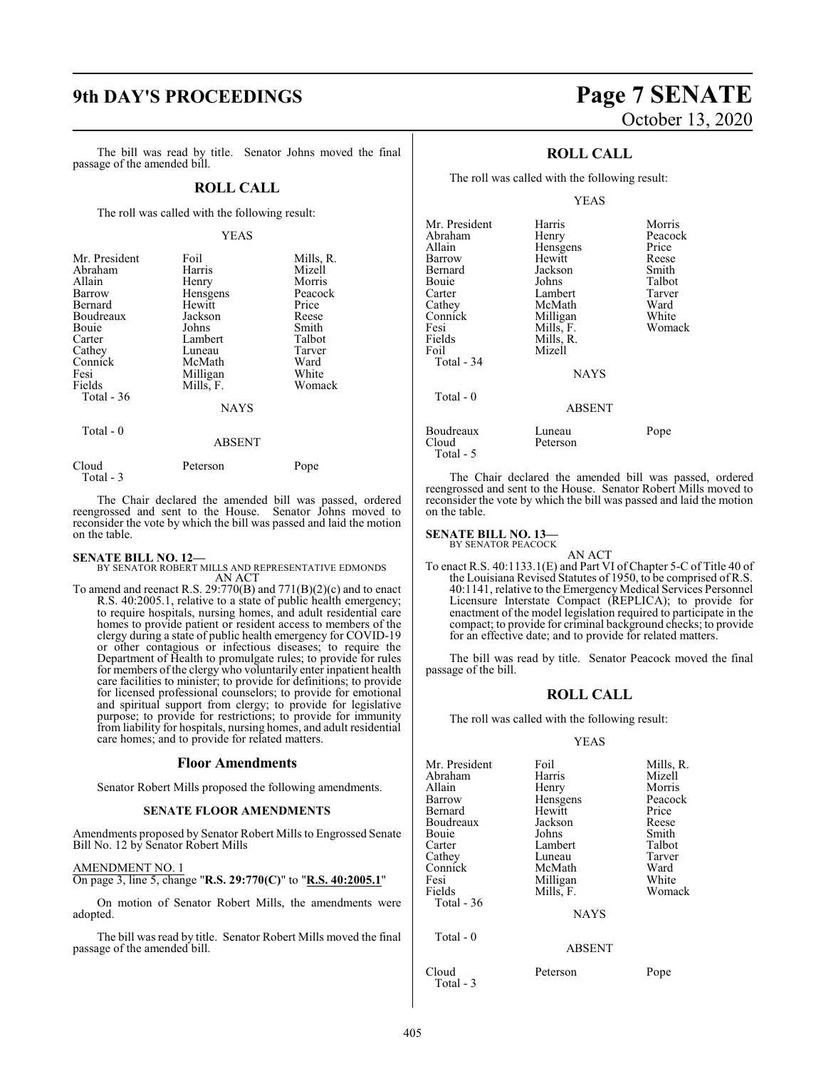The bill was read by title. Senator Johns moved the final passage of the amended bill.

## ROLL CALL

The roll was called with the following result:

YEAS

| | | |
|---|---|---|
| Mr. President | Foil | Mills, R. |
| Abraham | Harris | Mizell |
| Allain | Henry | Morris |
| Barrow | Hensgens | Peacock |
| Bernard | Hewitt | Price |
| Boudreaux | Jackson | Reese |
| Bouie | Johns | Smith |
| Carter | Lambert | Talbot |
| Cathey | Luneau | Tarver |
| Connick | McMath | Ward |
| Fesi | Milligan | White |
| Fields | Mills, F. | Womack |
| Total - 36 | | |

NAYS

Total - 0

ABSENT

| | | |
|---|---|---|
| Cloud | Peterson | Pope |
| Total - 3 | | |

The Chair declared the amended bill was passed, ordered reengrossed and sent to the House. Senator Johns moved to reconsider the vote by which the bill was passed and laid the motion on the table.

**SENATE BILL NO. 12—**
BY SENATOR ROBERT MILLS AND REPRESENTATIVE EDMONDS
AN ACT

To amend and reenact R.S. 29:770(B) and 771(B)(2)(c) and to enact R.S. 40:2005.1, relative to a state of public health emergency; to require hospitals, nursing homes, and adult residential care homes to provide patient or resident access to members of the clergy during a state of public health emergency for COVID-19 or other contagious or infectious diseases; to require the Department of Health to promulgate rules; to provide for rules for members of the clergy who voluntarily enter inpatient health care facilities to minister; to provide for definitions; to provide for licensed professional counselors; to provide for emotional and spiritual support from clergy; to provide for legislative purpose; to provide for restrictions; to provide for immunity from liability for hospitals, nursing homes, and adult residential care homes; and to provide for related matters.

### Floor Amendments

Senator Robert Mills proposed the following amendments.

#### SENATE FLOOR AMENDMENTS

Amendments proposed by Senator Robert Mills to Engrossed Senate Bill No. 12 by Senator Robert Mills

AMENDMENT NO. 1
On page 3, line 5, change "**R.S. 29:770(C)**" to "**R.S. 40:2005.1**"

On motion of Senator Robert Mills, the amendments were adopted.

The bill was read by title. Senator Robert Mills moved the final passage of the amended bill.

## ROLL CALL

The roll was called with the following result:

YEAS

| | | |
|---|---|---|
| Mr. President | Harris | Morris |
| Abraham | Henry | Peacock |
| Allain | Hensgens | Price |
| Barrow | Hewitt | Reese |
| Bernard | Jackson | Smith |
| Bouie | Johns | Talbot |
| Carter | Lambert | Tarver |
| Cathey | McMath | Ward |
| Connick | Milligan | White |
| Fesi | Mills, F. | Womack |
| Fields | Mills, R. | |
| Foil | Mizell | |
| Total - 34 | | |

NAYS

Total - 0

ABSENT

| | | |
|---|---|---|
| Boudreaux | Luneau | Pope |
| Cloud | Peterson | |
| Total - 5 | | |

The Chair declared the amended bill was passed, ordered reengrossed and sent to the House. Senator Robert Mills moved to reconsider the vote by which the bill was passed and laid the motion on the table.

**SENATE BILL NO. 13—**
BY SENATOR PEACOCK
AN ACT

To enact R.S. 40:1133.1(E) and Part VI of Chapter 5-C of Title 40 of the Louisiana Revised Statutes of 1950, to be comprised of R.S. 40:1141, relative to the Emergency Medical Services Personnel Licensure Interstate Compact (REPLICA); to provide for enactment of the model legislation required to participate in the compact; to provide for criminal background checks; to provide for an effective date; and to provide for related matters.

The bill was read by title. Senator Peacock moved the final passage of the bill.

## ROLL CALL

The roll was called with the following result:

YEAS

| | | |
|---|---|---|
| Mr. President | Foil | Mills, R. |
| Abraham | Harris | Mizell |
| Allain | Henry | Morris |
| Barrow | Hensgens | Peacock |
| Bernard | Hewitt | Price |
| Boudreaux | Jackson | Reese |
| Bouie | Johns | Smith |
| Carter | Lambert | Talbot |
| Cathey | Luneau | Tarver |
| Connick | McMath | Ward |
| Fesi | Milligan | White |
| Fields | Mills, F. | Womack |
| Total - 36 | | |

NAYS

Total - 0

ABSENT

| | | |
|---|---|---|
| Cloud | Peterson | Pope |
| Total - 3 | | |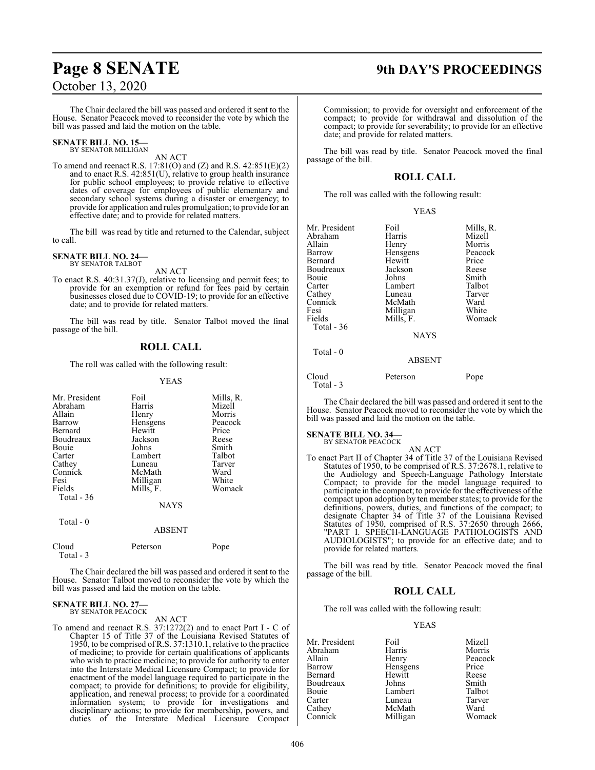The Chair declared the bill was passed and ordered it sent to the House. Senator Peacock moved to reconsider the vote by which the bill was passed and laid the motion on the table.

**SENATE BILL NO. 15—**
BY SENATOR MILLIGAN

AN ACT

To amend and reenact R.S. 17:81(O) and (Z) and R.S. 42:851(E)(2) and to enact R.S. 42:851(U), relative to group health insurance for public school employees; to provide relative to effective dates of coverage for employees of public elementary and secondary school systems during a disaster or emergency; to provide for application and rules promulgation; to provide for an effective date; and to provide for related matters.

The bill was read by title and returned to the Calendar, subject to call.

**SENATE BILL NO. 24—**
BY SENATOR TALBOT

AN ACT

To enact R.S. 40:31.37(J), relative to licensing and permit fees; to provide for an exemption or refund for fees paid by certain businesses closed due to COVID-19; to provide for an effective date; and to provide for related matters.

The bill was read by title. Senator Talbot moved the final passage of the bill.

## ROLL CALL

The roll was called with the following result:

YEAS

| | | |
|---|---|---|
| Mr. President | Foil | Mills, R. |
| Abraham | Harris | Mizell |
| Allain | Henry | Morris |
| Barrow | Hensgens | Peacock |
| Bernard | Hewitt | Price |
| Boudreaux | Jackson | Reese |
| Bouie | Johns | Smith |
| Carter | Lambert | Talbot |
| Cathey | Luneau | Tarver |
| Connick | McMath | Ward |
| Fesi | Milligan | White |
| Fields | Mills, F. | Womack |

Total - 36

NAYS

Total - 0

ABSENT

| | | |
|---|---|---|
| Cloud | Peterson | Pope |

Total - 3

The Chair declared the bill was passed and ordered it sent to the House. Senator Talbot moved to reconsider the vote by which the bill was passed and laid the motion on the table.

**SENATE BILL NO. 27—**
BY SENATOR PEACOCK

AN ACT

To amend and reenact R.S. 37:1272(2) and to enact Part I - C of Chapter 15 of Title 37 of the Louisiana Revised Statutes of 1950, to be comprised of R.S. 37:1310.1, relative to the practice of medicine; to provide for certain qualifications of applicants who wish to practice medicine; to provide for authority to enter into the Interstate Medical Licensure Compact; to provide for enactment of the model language required to participate in the compact; to provide for definitions; to provide for eligibility, application, and renewal process; to provide for a coordinated information system; to provide for investigations and disciplinary actions; to provide for membership, powers, and duties of the Interstate Medical Licensure Compact Commission; to provide for oversight and enforcement of the compact; to provide for withdrawal and dissolution of the compact; to provide for severability; to provide for an effective date; and provide for related matters.

The bill was read by title. Senator Peacock moved the final passage of the bill.

## ROLL CALL

The roll was called with the following result:

YEAS

| | | |
|---|---|---|
| Mr. President | Foil | Mills, R. |
| Abraham | Harris | Mizell |
| Allain | Henry | Morris |
| Barrow | Hensgens | Peacock |
| Bernard | Hewitt | Price |
| Boudreaux | Jackson | Reese |
| Bouie | Johns | Smith |
| Carter | Lambert | Talbot |
| Cathey | Luneau | Tarver |
| Connick | McMath | Ward |
| Fesi | Milligan | White |
| Fields | Mills, F. | Womack |

Total - 36

NAYS

Total - 0

ABSENT

| | | |
|---|---|---|
| Cloud | Peterson | Pope |

Total - 3

The Chair declared the bill was passed and ordered it sent to the House. Senator Peacock moved to reconsider the vote by which the bill was passed and laid the motion on the table.

**SENATE BILL NO. 34—**
BY SENATOR PEACOCK

AN ACT

To enact Part II of Chapter 34 of Title 37 of the Louisiana Revised Statutes of 1950, to be comprised of R.S. 37:2678.1, relative to the Audiology and Speech-Language Pathology Interstate Compact; to provide for the model language required to participate in the compact; to provide for the effectiveness of the compact upon adoption by ten member states; to provide for the definitions, powers, duties, and functions of the compact; to designate Chapter 34 of Title 37 of the Louisiana Revised Statutes of 1950, comprised of R.S. 37:2650 through 2666, "PART I. SPEECH-LANGUAGE PATHOLOGISTS AND AUDIOLOGISTS"; to provide for an effective date; and to provide for related matters.

The bill was read by title. Senator Peacock moved the final passage of the bill.

## ROLL CALL

The roll was called with the following result:

YEAS

| | | |
|---|---|---|
| Mr. President | Foil | Mizell |
| Abraham | Harris | Morris |
| Allain | Henry | Peacock |
| Barrow | Hensgens | Price |
| Bernard | Hewitt | Reese |
| Boudreaux | Johns | Smith |
| Bouie | Lambert | Talbot |
| Carter | Luneau | Tarver |
| Cathey | McMath | Ward |
| Connick | Milligan | Womack |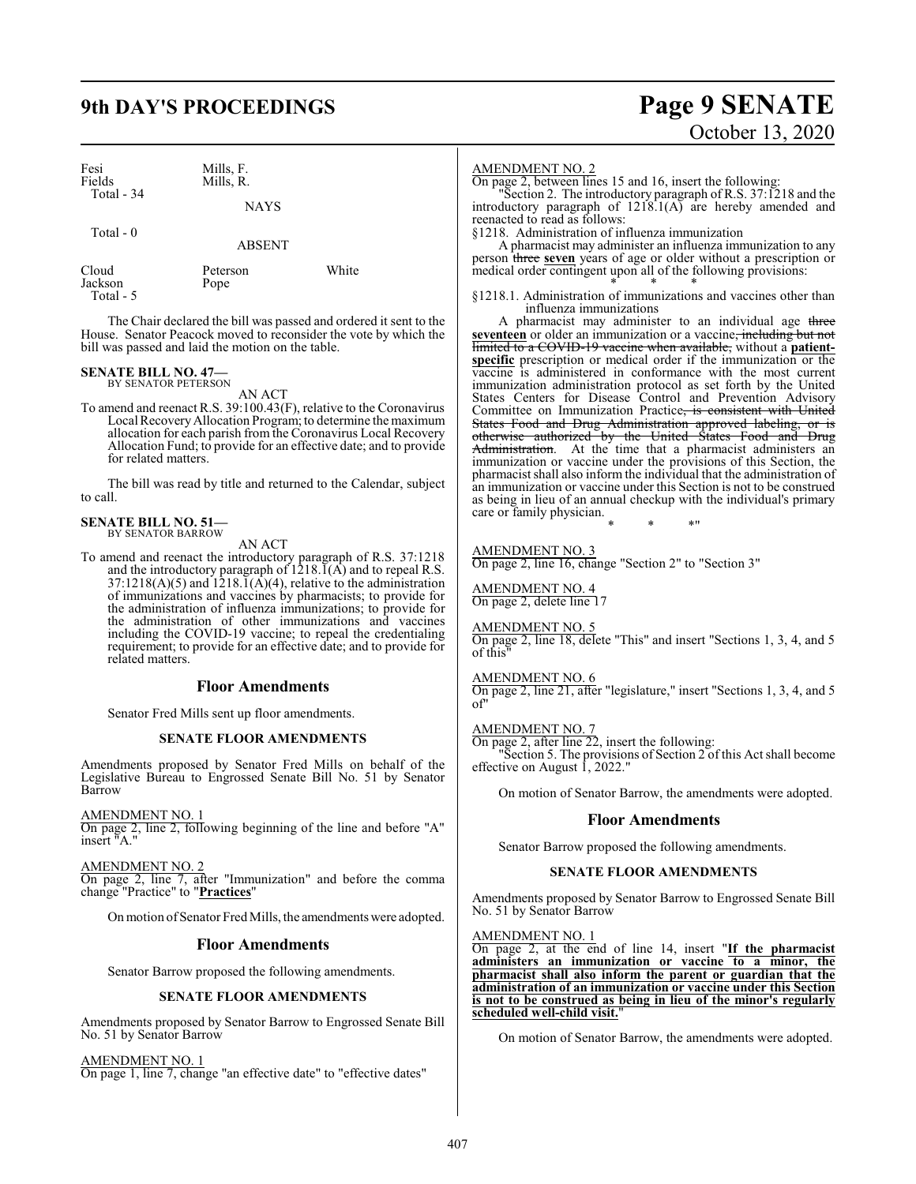| Fesi | Mills, F. | |
|---|---|---|
| Fields | Mills, R. | |
| Total - 34 | | |

NAYS

Total - 0

ABSENT

| Cloud | Peterson | White |
|---|---|---|
| Jackson | Pope | |
| Total - 5 | | |

The Chair declared the bill was passed and ordered it sent to the House. Senator Peacock moved to reconsider the vote by which the bill was passed and laid the motion on the table.

**SENATE BILL NO. 47—**
BY SENATOR PETERSON

AN ACT

To amend and reenact R.S. 39:100.43(F), relative to the Coronavirus Local Recovery Allocation Program; to determine the maximum allocation for each parish from the Coronavirus Local Recovery Allocation Fund; to provide for an effective date; and to provide for related matters.

The bill was read by title and returned to the Calendar, subject to call.

**SENATE BILL NO. 51—**
BY SENATOR BARROW

AN ACT

To amend and reenact the introductory paragraph of R.S. 37:1218 and the introductory paragraph of 1218.1(A) and to repeal R.S. 37:1218(A)(5) and 1218.1(A)(4), relative to the administration of immunizations and vaccines by pharmacists; to provide for the administration of influenza immunizations; to provide for the administration of other immunizations and vaccines including the COVID-19 vaccine; to repeal the credentialing requirement; to provide for an effective date; and to provide for related matters.

## Floor Amendments

Senator Fred Mills sent up floor amendments.

### SENATE FLOOR AMENDMENTS

Amendments proposed by Senator Fred Mills on behalf of the Legislative Bureau to Engrossed Senate Bill No. 51 by Senator Barrow

AMENDMENT NO. 1
On page 2, line 2, following beginning of the line and before "A" insert "A."

AMENDMENT NO. 2
On page 2, line 7, after "Immunization" and before the comma change "Practice" to "**Practices**"

On motion of Senator Fred Mills, the amendments were adopted.

## Floor Amendments

Senator Barrow proposed the following amendments.

### SENATE FLOOR AMENDMENTS

Amendments proposed by Senator Barrow to Engrossed Senate Bill No. 51 by Senator Barrow

AMENDMENT NO. 1
On page 1, line 7, change "an effective date" to "effective dates"

AMENDMENT NO. 2
On page 2, between lines 15 and 16, insert the following:

"Section 2. The introductory paragraph of R.S. 37:1218 and the introductory paragraph of 1218.1(A) are hereby amended and reenacted to read as follows:

§1218. Administration of influenza immunization

A pharmacist may administer an influenza immunization to any person ~~three~~ **seven** years of age or older without a prescription or medical order contingent upon all of the following provisions:

\* \* \*

§1218.1. Administration of immunizations and vaccines other than influenza immunizations

A pharmacist may administer to an individual age ~~three~~ **seventeen** or older an immunization or a vaccine~~, including but not limited to a COVID-19 vaccine when available,~~ without a **patient-specific** prescription or medical order if the immunization or the vaccine is administered in conformance with the most current immunization administration protocol as set forth by the United States Centers for Disease Control and Prevention Advisory Committee on Immunization Practice~~, is consistent with United States Food and Drug Administration approved labeling, or is otherwise authorized by the United States Food and Drug Administration~~. At the time that a pharmacist administers an immunization or vaccine under the provisions of this Section, the pharmacist shall also inform the individual that the administration of an immunization or vaccine under this Section is not to be construed as being in lieu of an annual checkup with the individual's primary care or family physician.

\* \* \*"

AMENDMENT NO. 3
On page 2, line 16, change "Section 2" to "Section 3"

AMENDMENT NO. 4
On page 2, delete line 17

AMENDMENT NO. 5
On page 2, line 18, delete "This" and insert "Sections 1, 3, 4, and 5 of this"

AMENDMENT NO. 6
On page 2, line 21, after "legislature," insert "Sections 1, 3, 4, and 5 of"

AMENDMENT NO. 7
On page 2, after line 22, insert the following:

"Section 5. The provisions of Section 2 of this Act shall become effective on August 1, 2022."

On motion of Senator Barrow, the amendments were adopted.

## Floor Amendments

Senator Barrow proposed the following amendments.

### SENATE FLOOR AMENDMENTS

Amendments proposed by Senator Barrow to Engrossed Senate Bill No. 51 by Senator Barrow

AMENDMENT NO. 1
On page 2, at the end of line 14, insert "**If the pharmacist administers an immunization or vaccine to a minor, the pharmacist shall also inform the parent or guardian that the administration of an immunization or vaccine under this Section is not to be construed as being in lieu of the minor's regularly scheduled well-child visit.**"

On motion of Senator Barrow, the amendments were adopted.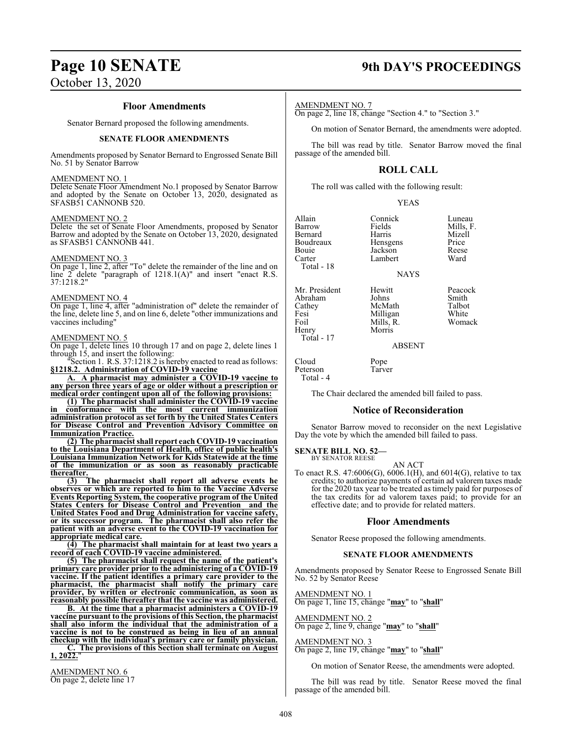### Floor Amendments

Senator Bernard proposed the following amendments.

#### SENATE FLOOR AMENDMENTS

Amendments proposed by Senator Bernard to Engrossed Senate Bill No. 51 by Senator Barrow

AMENDMENT NO. 1
Delete Senate Floor Amendment No.1 proposed by Senator Barrow and adopted by the Senate on October 13, 2020, designated as SFASB51 CANNONB 520.

AMENDMENT NO. 2
Delete the set of Senate Floor Amendments, proposed by Senator Barrow and adopted by the Senate on October 13, 2020, designated as SFASB51 CANNONB 441.

AMENDMENT NO. 3
On page 1, line 2, after "To" delete the remainder of the line and on line 2 delete "paragraph of 1218.1(A)" and insert "enact R.S. 37:1218.2"

AMENDMENT NO. 4
On page 1, line 4, after "administration of" delete the remainder of the line, delete line 5, and on line 6, delete "other immunizations and vaccines including"

AMENDMENT NO. 5
On page 1, delete lines 10 through 17 and on page 2, delete lines 1 through 15, and insert the following:

"Section 1. R.S. 37:1218.2 is hereby enacted to read as follows:
**§1218.2. Administration of COVID-19 vaccine**

**A. A pharmacist may administer a COVID-19 vaccine to any person three years of age or older without a prescription or medical order contingent upon all of the following provisions:**

**(1) The pharmacist shall administer the COVID-19 vaccine in conformance with the most current immunization administration protocol as set forth by the United States Centers for Disease Control and Prevention Advisory Committee on Immunization Practice.**

**(2) The pharmacist shall report each COVID-19 vaccination to the Louisiana Department of Health, office of public health's Louisiana Immunization Network for Kids Statewide at the time of the immunization or as soon as reasonably practicable thereafter.**

**(3) The pharmacist shall report all adverse events he observes or which are reported to him to the Vaccine Adverse Events Reporting System, the cooperative program of the United States Centers for Disease Control and Prevention and the United States Food and Drug Administration for vaccine safety, or its successor program. The pharmacist shall also refer the patient with an adverse event to the COVID-19 vaccination for appropriate medical care.**

**(4) The pharmacist shall maintain for at least two years a record of each COVID-19 vaccine administered.**

**(5) The pharmacist shall request the name of the patient's primary care provider prior to the administering of a COVID-19 vaccine. If the patient identifies a primary care provider to the pharmacist, the pharmacist shall notify the primary care provider, by written or electronic communication, as soon as reasonably possible thereafter that the vaccine was administered.**

**B. At the time that a pharmacist administers a COVID-19 vaccine pursuant to the provisions of this Section, the pharmacist shall also inform the individual that the administration of a vaccine is not to be construed as being in lieu of an annual checkup with the individual's primary care or family physician.**

**C. The provisions of this Section shall terminate on August 1, 2022.**"

AMENDMENT NO. 6
On page 2, delete line 17

AMENDMENT NO. 7
On page 2, line 18, change "Section 4." to "Section 3."

On motion of Senator Bernard, the amendments were adopted.

The bill was read by title. Senator Barrow moved the final passage of the amended bill.

### ROLL CALL

The roll was called with the following result:

YEAS

| | | |
|---|---|---|
| Allain | Connick | Luneau |
| Barrow | Fields | Mills, F. |
| Bernard | Harris | Mizell |
| Boudreaux | Hensgens | Price |
| Bouie | Jackson | Reese |
| Carter | Lambert | Ward |
| Total - 18 | | |

NAYS

| | | |
|---|---|---|
| Mr. President | Hewitt | Peacock |
| Abraham | Johns | Smith |
| Cathey | McMath | Talbot |
| Fesi | Milligan | White |
| Foil | Mills, R. | Womack |
| Henry | Morris | |
| Total - 17 | | |

ABSENT

| | |
|---|---|
| Cloud | Pope |
| Peterson | Tarver |
| Total - 4 | |

The Chair declared the amended bill failed to pass.

### Notice of Reconsideration

Senator Barrow moved to reconsider on the next Legislative Day the vote by which the amended bill failed to pass.

**SENATE BILL NO. 52—**
BY SENATOR REESE

AN ACT

To enact R.S. 47:6006(G), 6006.1(H), and 6014(G), relative to tax credits; to authorize payments of certain ad valorem taxes made for the 2020 tax year to be treated as timely paid for purposes of the tax credits for ad valorem taxes paid; to provide for an effective date; and to provide for related matters.

### Floor Amendments

Senator Reese proposed the following amendments.

#### SENATE FLOOR AMENDMENTS

Amendments proposed by Senator Reese to Engrossed Senate Bill No. 52 by Senator Reese

AMENDMENT NO. 1
On page 1, line 15, change "**may**" to "**shall**"

AMENDMENT NO. 2
On page 2, line 9, change "**may**" to "**shall**"

AMENDMENT NO. 3
On page 2, line 19, change "**may**" to "**shall**"

On motion of Senator Reese, the amendments were adopted.

The bill was read by title. Senator Reese moved the final passage of the amended bill.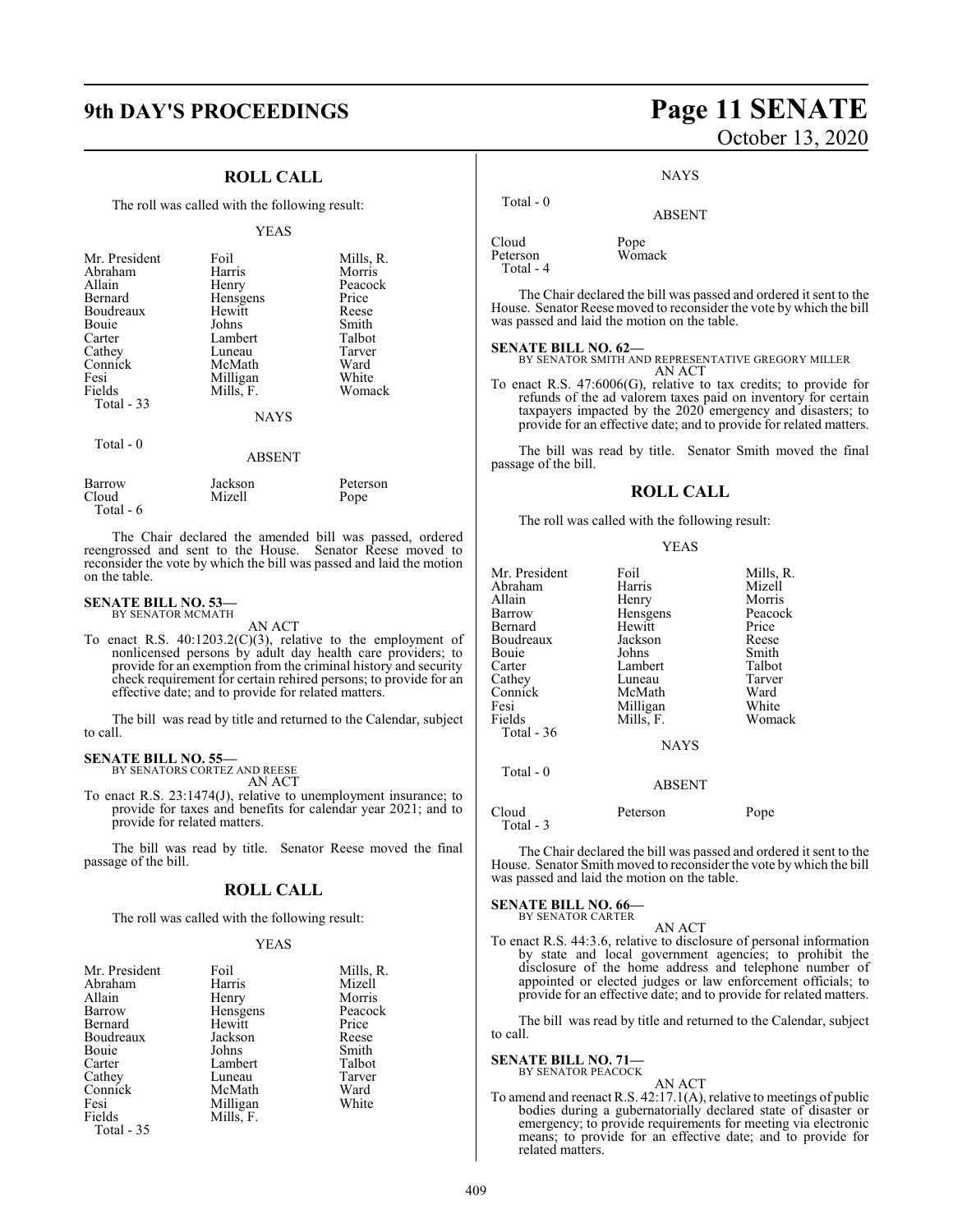## ROLL CALL

The roll was called with the following result:

YEAS

| | | |
|---|---|---|
| Mr. President | Foil | Mills, R. |
| Abraham | Harris | Morris |
| Allain | Henry | Peacock |
| Bernard | Hensgens | Price |
| Boudreaux | Hewitt | Reese |
| Bouie | Johns | Smith |
| Carter | Lambert | Talbot |
| Cathey | Luneau | Tarver |
| Connick | McMath | Ward |
| Fesi | Milligan | White |
| Fields | Mills, F. | Womack |

Total - 33

NAYS

Total - 0

ABSENT

| | | |
|---|---|---|
| Barrow | Jackson | Peterson |
| Cloud | Mizell | Pope |

Total - 6

The Chair declared the amended bill was passed, ordered reengrossed and sent to the House. Senator Reese moved to reconsider the vote by which the bill was passed and laid the motion on the table.

**SENATE BILL NO. 53—**
BY SENATOR MCMATH

AN ACT

To enact R.S. 40:1203.2(C)(3), relative to the employment of nonlicensed persons by adult day health care providers; to provide for an exemption from the criminal history and security check requirement for certain rehired persons; to provide for an effective date; and to provide for related matters.

The bill was read by title and returned to the Calendar, subject to call.

**SENATE BILL NO. 55—**
BY SENATORS CORTEZ AND REESE

AN ACT

To enact R.S. 23:1474(J), relative to unemployment insurance; to provide for taxes and benefits for calendar year 2021; and to provide for related matters.

The bill was read by title. Senator Reese moved the final passage of the bill.

## ROLL CALL

The roll was called with the following result:

YEAS

| | | |
|---|---|---|
| Mr. President | Foil | Mills, R. |
| Abraham | Harris | Mizell |
| Allain | Henry | Morris |
| Barrow | Hensgens | Peacock |
| Bernard | Hewitt | Price |
| Boudreaux | Jackson | Reese |
| Bouie | Johns | Smith |
| Carter | Lambert | Talbot |
| Cathey | Luneau | Tarver |
| Connick | McMath | Ward |
| Fesi | Milligan | White |
| Fields | Mills, F. | |

Total - 35

NAYS

Total - 0

ABSENT

| | |
|---|---|
| Cloud | Pope |
| Peterson | Womack |

Total - 4

The Chair declared the bill was passed and ordered it sent to the House. Senator Reese moved to reconsider the vote by which the bill was passed and laid the motion on the table.

**SENATE BILL NO. 62—**
BY SENATOR SMITH AND REPRESENTATIVE GREGORY MILLER

AN ACT

To enact R.S. 47:6006(G), relative to tax credits; to provide for refunds of the ad valorem taxes paid on inventory for certain taxpayers impacted by the 2020 emergency and disasters; to provide for an effective date; and to provide for related matters.

The bill was read by title. Senator Smith moved the final passage of the bill.

## ROLL CALL

The roll was called with the following result:

YEAS

| | | |
|---|---|---|
| Mr. President | Foil | Mills, R. |
| Abraham | Harris | Mizell |
| Allain | Henry | Morris |
| Barrow | Hensgens | Peacock |
| Bernard | Hewitt | Price |
| Boudreaux | Jackson | Reese |
| Bouie | Johns | Smith |
| Carter | Lambert | Talbot |
| Cathey | Luneau | Tarver |
| Connick | McMath | Ward |
| Fesi | Milligan | White |
| Fields | Mills, F. | Womack |

Total - 36

NAYS

Total - 0

ABSENT

| | | |
|---|---|---|
| Cloud | Peterson | Pope |

Total - 3

The Chair declared the bill was passed and ordered it sent to the House. Senator Smith moved to reconsider the vote by which the bill was passed and laid the motion on the table.

**SENATE BILL NO. 66—**
BY SENATOR CARTER

AN ACT

To enact R.S. 44:3.6, relative to disclosure of personal information by state and local government agencies; to prohibit the disclosure of the home address and telephone number of appointed or elected judges or law enforcement officials; to provide for an effective date; and to provide for related matters.

The bill was read by title and returned to the Calendar, subject to call.

**SENATE BILL NO. 71—**
BY SENATOR PEACOCK

AN ACT

To amend and reenact R.S. 42:17.1(A), relative to meetings of public bodies during a gubernatorially declared state of disaster or emergency; to provide requirements for meeting via electronic means; to provide for an effective date; and to provide for related matters.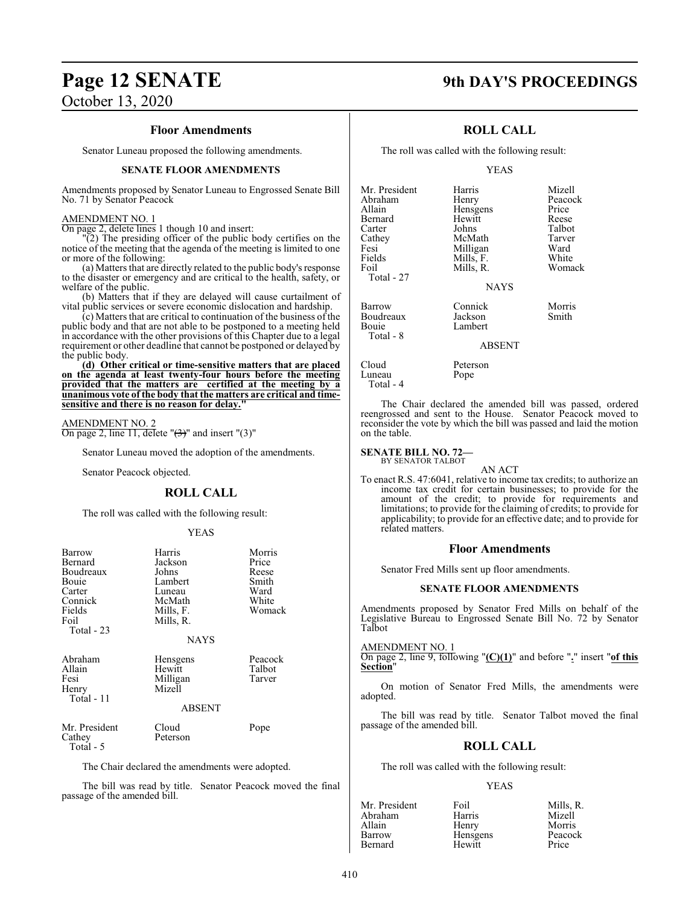### Floor Amendments

Senator Luneau proposed the following amendments.

#### SENATE FLOOR AMENDMENTS

Amendments proposed by Senator Luneau to Engrossed Senate Bill No. 71 by Senator Peacock

AMENDMENT NO. 1

On page 2, delete lines 1 though 10 and insert:

"(2) The presiding officer of the public body certifies on the notice of the meeting that the agenda of the meeting is limited to one or more of the following:

(a) Matters that are directly related to the public body's response to the disaster or emergency and are critical to the health, safety, or welfare of the public.

(b) Matters that if they are delayed will cause curtailment of vital public services or severe economic dislocation and hardship.

(c) Matters that are critical to continuation of the business of the public body and that are not able to be postponed to a meeting held in accordance with the other provisions of this Chapter due to a legal requirement or other deadline that cannot be postponed or delayed by the public body.

**(d) Other critical or time-sensitive matters that are placed on the agenda at least twenty-four hours before the meeting provided that the matters are certified at the meeting by a unanimous vote of the body that the matters are critical and time-sensitive and there is no reason for delay."**

AMENDMENT NO. 2

On page 2, line 11, delete "~~(3)~~" and insert "(3)"

Senator Luneau moved the adoption of the amendments.

Senator Peacock objected.

### ROLL CALL

The roll was called with the following result:

YEAS

| | | |
|---|---|---|
| Barrow | Harris | Morris |
| Bernard | Jackson | Price |
| Boudreaux | Johns | Reese |
| Bouie | Lambert | Smith |
| Carter | Luneau | Ward |
| Connick | McMath | White |
| Fields | Mills, F. | Womack |
| Foil | Mills, R. | |
| Total - 23 | | |

NAYS

| | | |
|---|---|---|
| Abraham | Hensgens | Peacock |
| Allain | Hewitt | Talbot |
| Fesi | Milligan | Tarver |
| Henry | Mizell | |
| Total - 11 | | |

ABSENT

| | | |
|---|---|---|
| Mr. President | Cloud | Pope |
| Cathey | Peterson | |
| Total - 5 | | |

The Chair declared the amendments were adopted.

The bill was read by title. Senator Peacock moved the final passage of the amended bill.

### ROLL CALL

The roll was called with the following result:

YEAS

| | | |
|---|---|---|
| Mr. President | Harris | Mizell |
| Abraham | Henry | Peacock |
| Allain | Hensgens | Price |
| Bernard | Hewitt | Reese |
| Carter | Johns | Talbot |
| Cathey | McMath | Tarver |
| Fesi | Milligan | Ward |
| Fields | Mills, F. | White |
| Foil | Mills, R. | Womack |
| Total - 27 | | |

NAYS

| | | |
|---|---|---|
| Barrow | Connick | Morris |
| Boudreaux | Jackson | Smith |
| Bouie | Lambert | |
| Total - 8 | | |

ABSENT

| | |
|---|---|
| Cloud | Peterson |
| Luneau | Pope |
| Total - 4 | |

The Chair declared the amended bill was passed, ordered reengrossed and sent to the House. Senator Peacock moved to reconsider the vote by which the bill was passed and laid the motion on the table.

**SENATE BILL NO. 72—**
BY SENATOR TALBOT

AN ACT

To enact R.S. 47:6041, relative to income tax credits; to authorize an income tax credit for certain businesses; to provide for the amount of the credit; to provide for requirements and limitations; to provide for the claiming of credits; to provide for applicability; to provide for an effective date; and to provide for related matters.

### Floor Amendments

Senator Fred Mills sent up floor amendments.

#### SENATE FLOOR AMENDMENTS

Amendments proposed by Senator Fred Mills on behalf of the Legislative Bureau to Engrossed Senate Bill No. 72 by Senator Talbot

AMENDMENT NO. 1

On page 2, line 9, following "**(C)(1)**" and before "**.**" insert "**of this Section**"

On motion of Senator Fred Mills, the amendments were adopted.

The bill was read by title. Senator Talbot moved the final passage of the amended bill.

### ROLL CALL

The roll was called with the following result:

YEAS

| | | |
|---|---|---|
| Mr. President | Foil | Mills, R. |
| Abraham | Harris | Mizell |
| Allain | Henry | Morris |
| Barrow | Hensgens | Peacock |
| Bernard | Hewitt | Price |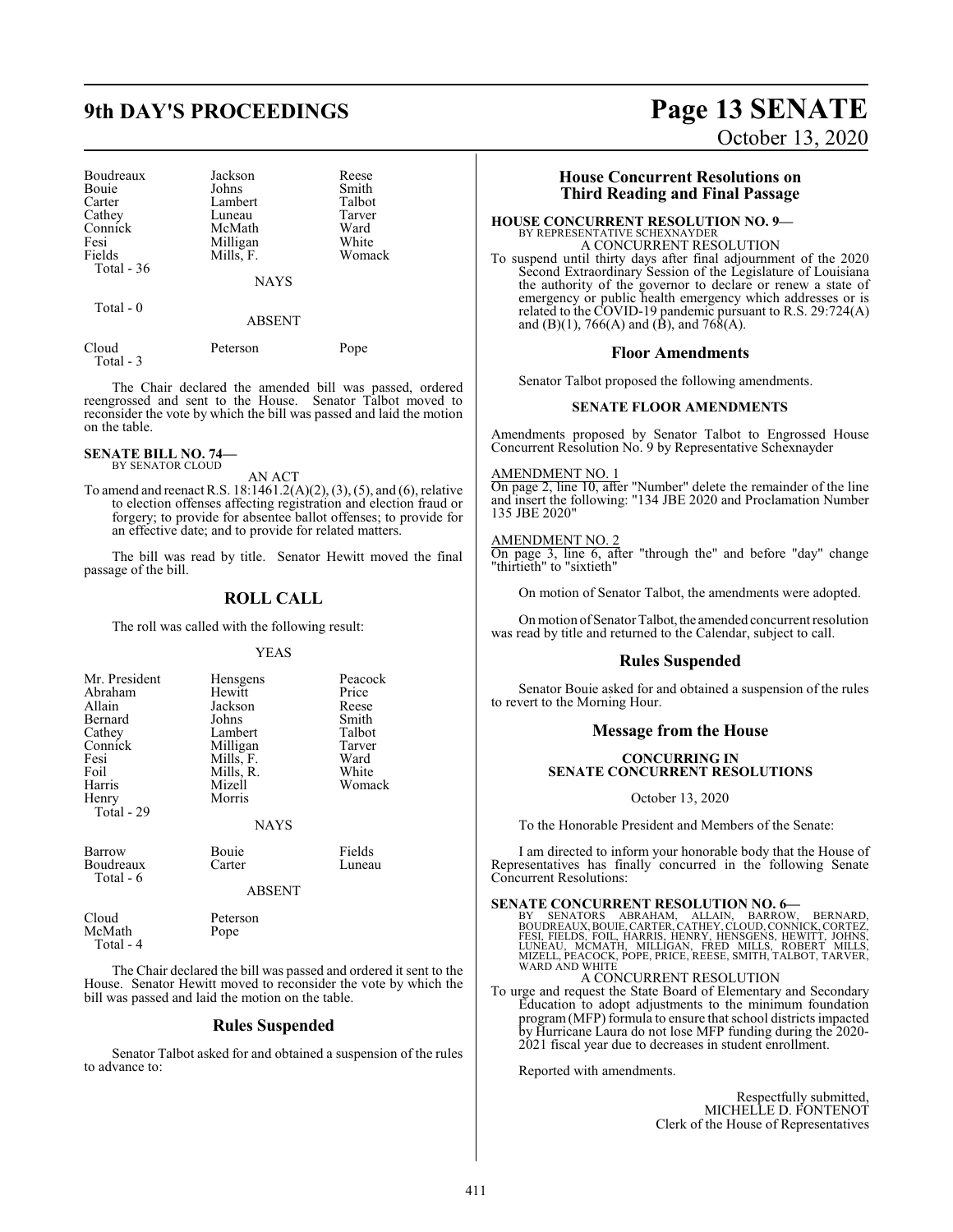| | | |
|---|---|---|
| Boudreaux | Jackson | Reese |
| Bouie | Johns | Smith |
| Carter | Lambert | Talbot |
| Cathey | Luneau | Tarver |
| Connick | McMath | Ward |
| Fesi | Milligan | White |
| Fields | Mills, F. | Womack |
| Total - 36 | | |

NAYS

Total - 0

ABSENT

| | | |
|---|---|---|
| Cloud | Peterson | Pope |
| Total - 3 | | |

The Chair declared the amended bill was passed, ordered reengrossed and sent to the House. Senator Talbot moved to reconsider the vote by which the bill was passed and laid the motion on the table.

**SENATE BILL NO. 74—**
BY SENATOR CLOUD

AN ACT

To amend and reenact R.S. 18:1461.2(A)(2), (3), (5), and (6), relative to election offenses affecting registration and election fraud or forgery; to provide for absentee ballot offenses; to provide for an effective date; and to provide for related matters.

The bill was read by title. Senator Hewitt moved the final passage of the bill.

## ROLL CALL

The roll was called with the following result:

YEAS

| | | |
|---|---|---|
| Mr. President | Hensgens | Peacock |
| Abraham | Hewitt | Price |
| Allain | Jackson | Reese |
| Bernard | Johns | Smith |
| Cathey | Lambert | Talbot |
| Connick | Milligan | Tarver |
| Fesi | Mills, F. | Ward |
| Foil | Mills, R. | White |
| Harris | Mizell | Womack |
| Henry | Morris | |
| Total - 29 | | |

NAYS

| | | |
|---|---|---|
| Barrow | Bouie | Fields |
| Boudreaux | Carter | Luneau |
| Total - 6 | | |

ABSENT

| | |
|---|---|
| Cloud | Peterson |
| McMath | Pope |
| Total - 4 | |

The Chair declared the bill was passed and ordered it sent to the House. Senator Hewitt moved to reconsider the vote by which the bill was passed and laid the motion on the table.

## Rules Suspended

Senator Talbot asked for and obtained a suspension of the rules to advance to:

## House Concurrent Resolutions on Third Reading and Final Passage

**HOUSE CONCURRENT RESOLUTION NO. 9—**
BY REPRESENTATIVE SCHEXNAYDER

A CONCURRENT RESOLUTION

To suspend until thirty days after final adjournment of the 2020 Second Extraordinary Session of the Legislature of Louisiana the authority of the governor to declare or renew a state of emergency or public health emergency which addresses or is related to the COVID-19 pandemic pursuant to R.S. 29:724(A) and (B)(1), 766(A) and (B), and 768(A).

## Floor Amendments

Senator Talbot proposed the following amendments.

### SENATE FLOOR AMENDMENTS

Amendments proposed by Senator Talbot to Engrossed House Concurrent Resolution No. 9 by Representative Schexnayder

AMENDMENT NO. 1
On page 2, line 10, after "Number" delete the remainder of the line and insert the following: "134 JBE 2020 and Proclamation Number 135 JBE 2020"

AMENDMENT NO. 2
On page 3, line 6, after "through the" and before "day" change "thirtieth" to "sixtieth"

On motion of Senator Talbot, the amendments were adopted.

On motion of Senator Talbot, the amended concurrent resolution was read by title and returned to the Calendar, subject to call.

## Rules Suspended

Senator Bouie asked for and obtained a suspension of the rules to revert to the Morning Hour.

## Message from the House

### CONCURRING IN SENATE CONCURRENT RESOLUTIONS

October 13, 2020

To the Honorable President and Members of the Senate:

I am directed to inform your honorable body that the House of Representatives has finally concurred in the following Senate Concurrent Resolutions:

**SENATE CONCURRENT RESOLUTION NO. 6—**
BY SENATORS ABRAHAM, ALLAIN, BARROW, BERNARD, BOUDREAUX, BOUIE, CARTER, CATHEY, CLOUD, CONNICK, CORTEZ, FESI, FIELDS, FOIL, HARRIS, HENRY, HENSGENS, HEWITT, JOHNS, LUNEAU, MCMATH, MILLIGAN, FRED MILLS, ROBERT MILLS, MIZELL, PEACOCK, POPE, PRICE, REESE, SMITH, TALBOT, TARVER, WARD AND WHITE

A CONCURRENT RESOLUTION

To urge and request the State Board of Elementary and Secondary Education to adopt adjustments to the minimum foundation program (MFP) formula to ensure that school districts impacted by Hurricane Laura do not lose MFP funding during the 2020-2021 fiscal year due to decreases in student enrollment.

Reported with amendments.

Respectfully submitted,
MICHELLE D. FONTENOT
Clerk of the House of Representatives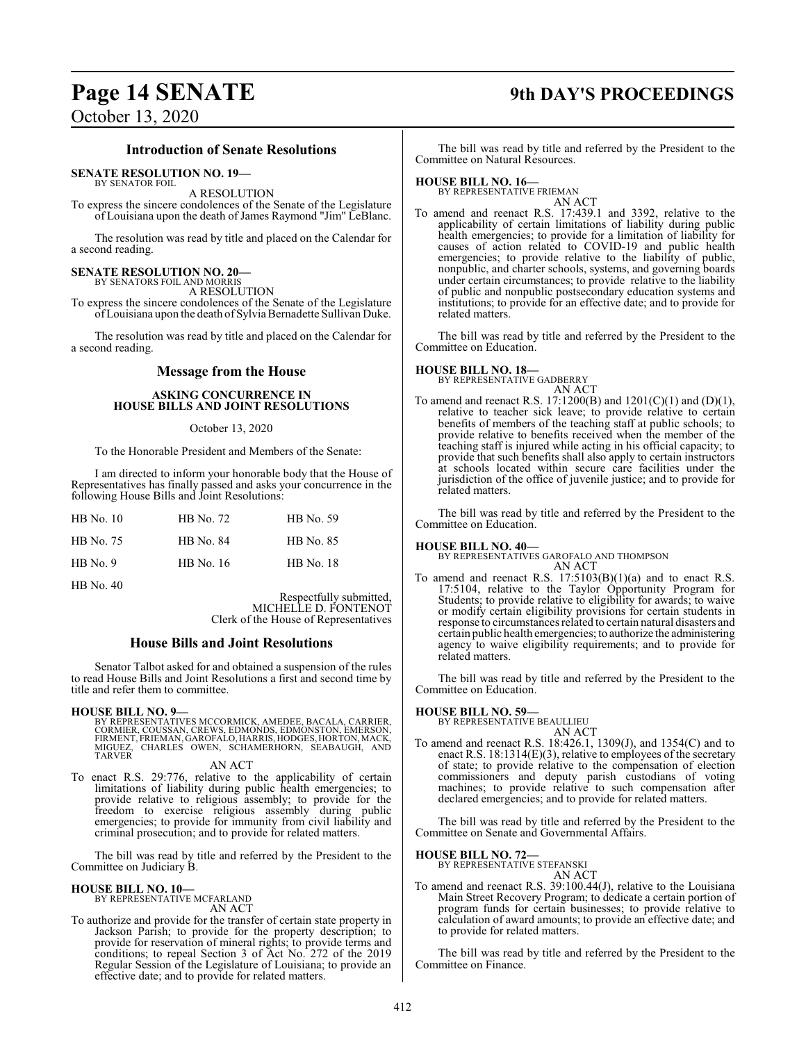## Introduction of Senate Resolutions

**SENATE RESOLUTION NO. 19—**
BY SENATOR FOIL

A RESOLUTION

To express the sincere condolences of the Senate of the Legislature of Louisiana upon the death of James Raymond "Jim" LeBlanc.

The resolution was read by title and placed on the Calendar for a second reading.

**SENATE RESOLUTION NO. 20—**
BY SENATORS FOIL AND MORRIS

A RESOLUTION

To express the sincere condolences of the Senate of the Legislature of Louisiana upon the death of Sylvia Bernadette Sullivan Duke.

The resolution was read by title and placed on the Calendar for a second reading.

## Message from the House

**ASKING CONCURRENCE IN HOUSE BILLS AND JOINT RESOLUTIONS**

October 13, 2020

To the Honorable President and Members of the Senate:

I am directed to inform your honorable body that the House of Representatives has finally passed and asks your concurrence in the following House Bills and Joint Resolutions:

| | | |
|---|---|---|
| HB No. 10 | HB No. 72 | HB No. 59 |
| HB No. 75 | HB No. 84 | HB No. 85 |
| HB No. 9 | HB No. 16 | HB No. 18 |
| HB No. 40 | | |

Respectfully submitted,
MICHELLE D. FONTENOT
Clerk of the House of Representatives

## House Bills and Joint Resolutions

Senator Talbot asked for and obtained a suspension of the rules to read House Bills and Joint Resolutions a first and second time by title and refer them to committee.

**HOUSE BILL NO. 9—**
BY REPRESENTATIVES MCCORMICK, AMEDEE, BACALA, CARRIER, CORMIER, COUSSAN, CREWS, EDMONDS, EDMONSTON, EMERSON, FIRMENT, FRIEMAN, GAROFALO, HARRIS, HODGES, HORTON, MACK, MIGUEZ, CHARLES OWEN, SCHAMERHORN, SEABAUGH, AND TARVER

AN ACT

To enact R.S. 29:776, relative to the applicability of certain limitations of liability during public health emergencies; to provide relative to religious assembly; to provide for the freedom to exercise religious assembly during public emergencies; to provide for immunity from civil liability and criminal prosecution; and to provide for related matters.

The bill was read by title and referred by the President to the Committee on Judiciary B.

**HOUSE BILL NO. 10—**
BY REPRESENTATIVE MCFARLAND

AN ACT

To authorize and provide for the transfer of certain state property in Jackson Parish; to provide for the property description; to provide for reservation of mineral rights; to provide terms and conditions; to repeal Section 3 of Act No. 272 of the 2019 Regular Session of the Legislature of Louisiana; to provide an effective date; and to provide for related matters.

The bill was read by title and referred by the President to the Committee on Natural Resources.

**HOUSE BILL NO. 16—**
BY REPRESENTATIVE FRIEMAN

AN ACT

To amend and reenact R.S. 17:439.1 and 3392, relative to the applicability of certain limitations of liability during public health emergencies; to provide for a limitation of liability for causes of action related to COVID-19 and public health emergencies; to provide relative to the liability of public, nonpublic, and charter schools, systems, and governing boards under certain circumstances; to provide relative to the liability of public and nonpublic postsecondary education systems and institutions; to provide for an effective date; and to provide for related matters.

The bill was read by title and referred by the President to the Committee on Education.

**HOUSE BILL NO. 18—**
BY REPRESENTATIVE GADBERRY

AN ACT

To amend and reenact R.S. 17:1200(B) and 1201(C)(1) and (D)(1), relative to teacher sick leave; to provide relative to certain benefits of members of the teaching staff at public schools; to provide relative to benefits received when the member of the teaching staff is injured while acting in his official capacity; to provide that such benefits shall also apply to certain instructors at schools located within secure care facilities under the jurisdiction of the office of juvenile justice; and to provide for related matters.

The bill was read by title and referred by the President to the Committee on Education.

**HOUSE BILL NO. 40—**
BY REPRESENTATIVES GAROFALO AND THOMPSON

AN ACT

To amend and reenact R.S. 17:5103(B)(1)(a) and to enact R.S. 17:5104, relative to the Taylor Opportunity Program for Students; to provide relative to eligibility for awards; to waive or modify certain eligibility provisions for certain students in response to circumstances related to certain natural disasters and certain public health emergencies; to authorize the administering agency to waive eligibility requirements; and to provide for related matters.

The bill was read by title and referred by the President to the Committee on Education.

**HOUSE BILL NO. 59—**
BY REPRESENTATIVE BEAULLIEU

AN ACT

To amend and reenact R.S. 18:426.1, 1309(J), and 1354(C) and to enact R.S. 18:1314(E)(3), relative to employees of the secretary of state; to provide relative to the compensation of election commissioners and deputy parish custodians of voting machines; to provide relative to such compensation after declared emergencies; and to provide for related matters.

The bill was read by title and referred by the President to the Committee on Senate and Governmental Affairs.

**HOUSE BILL NO. 72—**
BY REPRESENTATIVE STEFANSKI

AN ACT

To amend and reenact R.S. 39:100.44(J), relative to the Louisiana Main Street Recovery Program; to dedicate a certain portion of program funds for certain businesses; to provide relative to calculation of award amounts; to provide an effective date; and to provide for related matters.

The bill was read by title and referred by the President to the Committee on Finance.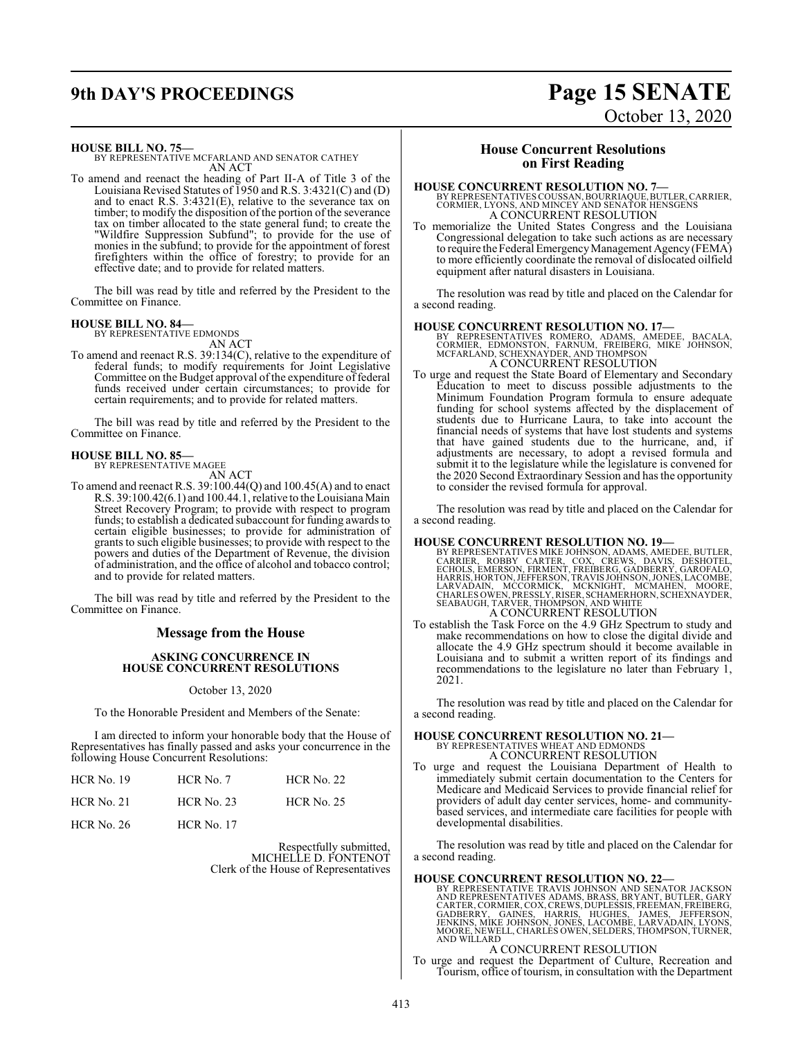**HOUSE BILL NO. 75—**
BY REPRESENTATIVE MCFARLAND AND SENATOR CATHEY
AN ACT

To amend and reenact the heading of Part II-A of Title 3 of the Louisiana Revised Statutes of 1950 and R.S. 3:4321(C) and (D) and to enact R.S. 3:4321(E), relative to the severance tax on timber; to modify the disposition of the portion of the severance tax on timber allocated to the state general fund; to create the "Wildfire Suppression Subfund"; to provide for the use of monies in the subfund; to provide for the appointment of forest firefighters within the office of forestry; to provide for an effective date; and to provide for related matters.

The bill was read by title and referred by the President to the Committee on Finance.

**HOUSE BILL NO. 84—**
BY REPRESENTATIVE EDMONDS
AN ACT

To amend and reenact R.S. 39:134(C), relative to the expenditure of federal funds; to modify requirements for Joint Legislative Committee on the Budget approval of the expenditure of federal funds received under certain circumstances; to provide for certain requirements; and to provide for related matters.

The bill was read by title and referred by the President to the Committee on Finance.

**HOUSE BILL NO. 85—**
BY REPRESENTATIVE MAGEE
AN ACT

To amend and reenact R.S. 39:100.44(Q) and 100.45(A) and to enact R.S. 39:100.42(6.1) and 100.44.1, relative to the Louisiana Main Street Recovery Program; to provide with respect to program funds; to establish a dedicated subaccount for funding awards to certain eligible businesses; to provide for administration of grants to such eligible businesses; to provide with respect to the powers and duties of the Department of Revenue, the division of administration, and the office of alcohol and tobacco control; and to provide for related matters.

The bill was read by title and referred by the President to the Committee on Finance.

## Message from the House

### ASKING CONCURRENCE IN HOUSE CONCURRENT RESOLUTIONS

October 13, 2020

To the Honorable President and Members of the Senate:

I am directed to inform your honorable body that the House of Representatives has finally passed and asks your concurrence in the following House Concurrent Resolutions:

| | | |
|---|---|---|
| HCR No. 19 | HCR No. 7 | HCR No. 22 |
| HCR No. 21 | HCR No. 23 | HCR No. 25 |
| HCR No. 26 | HCR No. 17 | |

Respectfully submitted,
MICHELLE D. FONTENOT
Clerk of the House of Representatives

## House Concurrent Resolutions on First Reading

**HOUSE CONCURRENT RESOLUTION NO. 7—**
BY REPRESENTATIVES COUSSAN, BOURRIAQUE, BUTLER, CARRIER, CORMIER, LYONS, AND MINCEY AND SENATOR HENSGENS
A CONCURRENT RESOLUTION

To memorialize the United States Congress and the Louisiana Congressional delegation to take such actions as are necessary to require the Federal Emergency Management Agency (FEMA) to more efficiently coordinate the removal of dislocated oilfield equipment after natural disasters in Louisiana.

The resolution was read by title and placed on the Calendar for a second reading.

**HOUSE CONCURRENT RESOLUTION NO. 17—**
BY REPRESENTATIVES ROMERO, ADAMS, AMEDEE, BACALA, CORMIER, EDMONSTON, FARNUM, FREIBERG, MIKE JOHNSON, MCFARLAND, SCHEXNAYDER, AND THOMPSON
A CONCURRENT RESOLUTION

To urge and request the State Board of Elementary and Secondary Education to meet to discuss possible adjustments to the Minimum Foundation Program formula to ensure adequate funding for school systems affected by the displacement of students due to Hurricane Laura, to take into account the financial needs of systems that have lost students and systems that have gained students due to the hurricane, and, if adjustments are necessary, to adopt a revised formula and submit it to the legislature while the legislature is convened for the 2020 Second Extraordinary Session and has the opportunity to consider the revised formula for approval.

The resolution was read by title and placed on the Calendar for a second reading.

**HOUSE CONCURRENT RESOLUTION NO. 19—**
BY REPRESENTATIVES MIKE JOHNSON, ADAMS, AMEDEE, BUTLER, CARRIER, ROBBY CARTER, COX, CREWS, DAVIS, DESHOTEL, ECHOLS, EMERSON, FIRMENT, FREIBERG, GADBERRY, GAROFALO, HARRIS, HORTON, JEFFERSON, TRAVIS JOHNSON, JONES, LACOMBE, LARVADAIN, MCCORMICK, MCKNIGHT, MCMAHEN, MOORE, CHARLES OWEN, PRESSLY, RISER, SCHAMERHORN, SCHEXNAYDER, SEABAUGH, TARVER, THOMPSON, AND WHITE
A CONCURRENT RESOLUTION

To establish the Task Force on the 4.9 GHz Spectrum to study and make recommendations on how to close the digital divide and allocate the 4.9 GHz spectrum should it become available in Louisiana and to submit a written report of its findings and recommendations to the legislature no later than February 1, 2021.

The resolution was read by title and placed on the Calendar for a second reading.

**HOUSE CONCURRENT RESOLUTION NO. 21—**
BY REPRESENTATIVES WHEAT AND EDMONDS
A CONCURRENT RESOLUTION

To urge and request the Louisiana Department of Health to immediately submit certain documentation to the Centers for Medicare and Medicaid Services to provide financial relief for providers of adult day center services, home- and community-based services, and intermediate care facilities for people with developmental disabilities.

The resolution was read by title and placed on the Calendar for a second reading.

**HOUSE CONCURRENT RESOLUTION NO. 22—**
BY REPRESENTATIVE TRAVIS JOHNSON AND SENATOR JACKSON AND REPRESENTATIVES ADAMS, BRASS, BRYANT, BUTLER, GARY CARTER, CORMIER, COX, CREWS, DUPLESSIS, FREEMAN, FREIBERG, GADBERRY, GAINES, HARRIS, HUGHES, JAMES, JEFFERSON, JENKINS, MIKE JOHNSON, JONES, LACOMBE, LARVADAIN, LYONS, MOORE, NEWELL, CHARLES OWEN, SELDERS, THOMPSON, TURNER, AND WILLARD
A CONCURRENT RESOLUTION

To urge and request the Department of Culture, Recreation and Tourism, office of tourism, in consultation with the Department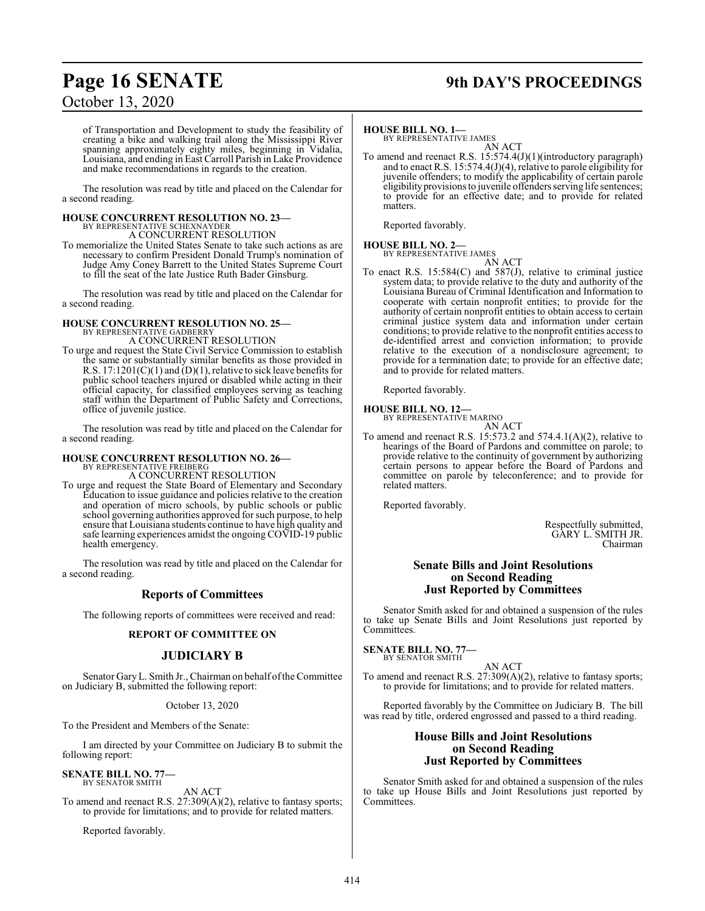of Transportation and Development to study the feasibility of creating a bike and walking trail along the Mississippi River spanning approximately eighty miles, beginning in Vidalia, Louisiana, and ending in East Carroll Parish in Lake Providence and make recommendations in regards to the creation.

The resolution was read by title and placed on the Calendar for a second reading.

**HOUSE CONCURRENT RESOLUTION NO. 23—**
BY REPRESENTATIVE SCHEXNAYDER
A CONCURRENT RESOLUTION

To memorialize the United States Senate to take such actions as are necessary to confirm President Donald Trump's nomination of Judge Amy Coney Barrett to the United States Supreme Court to fill the seat of the late Justice Ruth Bader Ginsburg.

The resolution was read by title and placed on the Calendar for a second reading.

**HOUSE CONCURRENT RESOLUTION NO. 25—**
BY REPRESENTATIVE GADBERRY
A CONCURRENT RESOLUTION

To urge and request the State Civil Service Commission to establish the same or substantially similar benefits as those provided in R.S. 17:1201(C)(1) and (D)(1), relative to sick leave benefits for public school teachers injured or disabled while acting in their official capacity, for classified employees serving as teaching staff within the Department of Public Safety and Corrections, office of juvenile justice.

The resolution was read by title and placed on the Calendar for a second reading.

**HOUSE CONCURRENT RESOLUTION NO. 26—**
BY REPRESENTATIVE FREIBERG
A CONCURRENT RESOLUTION

To urge and request the State Board of Elementary and Secondary Education to issue guidance and policies relative to the creation and operation of micro schools, by public schools or public school governing authorities approved for such purpose, to help ensure that Louisiana students continue to have high quality and safe learning experiences amidst the ongoing COVID-19 public health emergency.

The resolution was read by title and placed on the Calendar for a second reading.

## Reports of Committees

The following reports of committees were received and read:

### REPORT OF COMMITTEE ON

## JUDICIARY B

Senator Gary L. Smith Jr., Chairman on behalf of the Committee on Judiciary B, submitted the following report:

October 13, 2020

To the President and Members of the Senate:

I am directed by your Committee on Judiciary B to submit the following report:

**SENATE BILL NO. 77—**
BY SENATOR SMITH
AN ACT

To amend and reenact R.S. 27:309(A)(2), relative to fantasy sports; to provide for limitations; and to provide for related matters.

Reported favorably.

**HOUSE BILL NO. 1—**
BY REPRESENTATIVE JAMES
AN ACT

To amend and reenact R.S. 15:574.4(J)(1)(introductory paragraph) and to enact R.S. 15:574.4(J)(4), relative to parole eligibility for juvenile offenders; to modify the applicability of certain parole eligibility provisions to juvenile offenders serving life sentences; to provide for an effective date; and to provide for related matters.

Reported favorably.

**HOUSE BILL NO. 2—**
BY REPRESENTATIVE JAMES
AN ACT

To enact R.S. 15:584(C) and 587(J), relative to criminal justice system data; to provide relative to the duty and authority of the Louisiana Bureau of Criminal Identification and Information to cooperate with certain nonprofit entities; to provide for the authority of certain nonprofit entities to obtain access to certain criminal justice system data and information under certain conditions; to provide relative to the nonprofit entities access to de-identified arrest and conviction information; to provide relative to the execution of a nondisclosure agreement; to provide for a termination date; to provide for an effective date; and to provide for related matters.

Reported favorably.

**HOUSE BILL NO. 12—**
BY REPRESENTATIVE MARINO
AN ACT

To amend and reenact R.S. 15:573.2 and 574.4.1(A)(2), relative to hearings of the Board of Pardons and committee on parole; to provide relative to the continuity of government by authorizing certain persons to appear before the Board of Pardons and committee on parole by teleconference; and to provide for related matters.

Reported favorably.

Respectfully submitted,
GARY L. SMITH JR.
Chairman

## Senate Bills and Joint Resolutions on Second Reading Just Reported by Committees

Senator Smith asked for and obtained a suspension of the rules to take up Senate Bills and Joint Resolutions just reported by Committees.

**SENATE BILL NO. 77—**
BY SENATOR SMITH
AN ACT

To amend and reenact R.S. 27:309(A)(2), relative to fantasy sports; to provide for limitations; and to provide for related matters.

Reported favorably by the Committee on Judiciary B. The bill was read by title, ordered engrossed and passed to a third reading.

## House Bills and Joint Resolutions on Second Reading Just Reported by Committees

Senator Smith asked for and obtained a suspension of the rules to take up House Bills and Joint Resolutions just reported by Committees.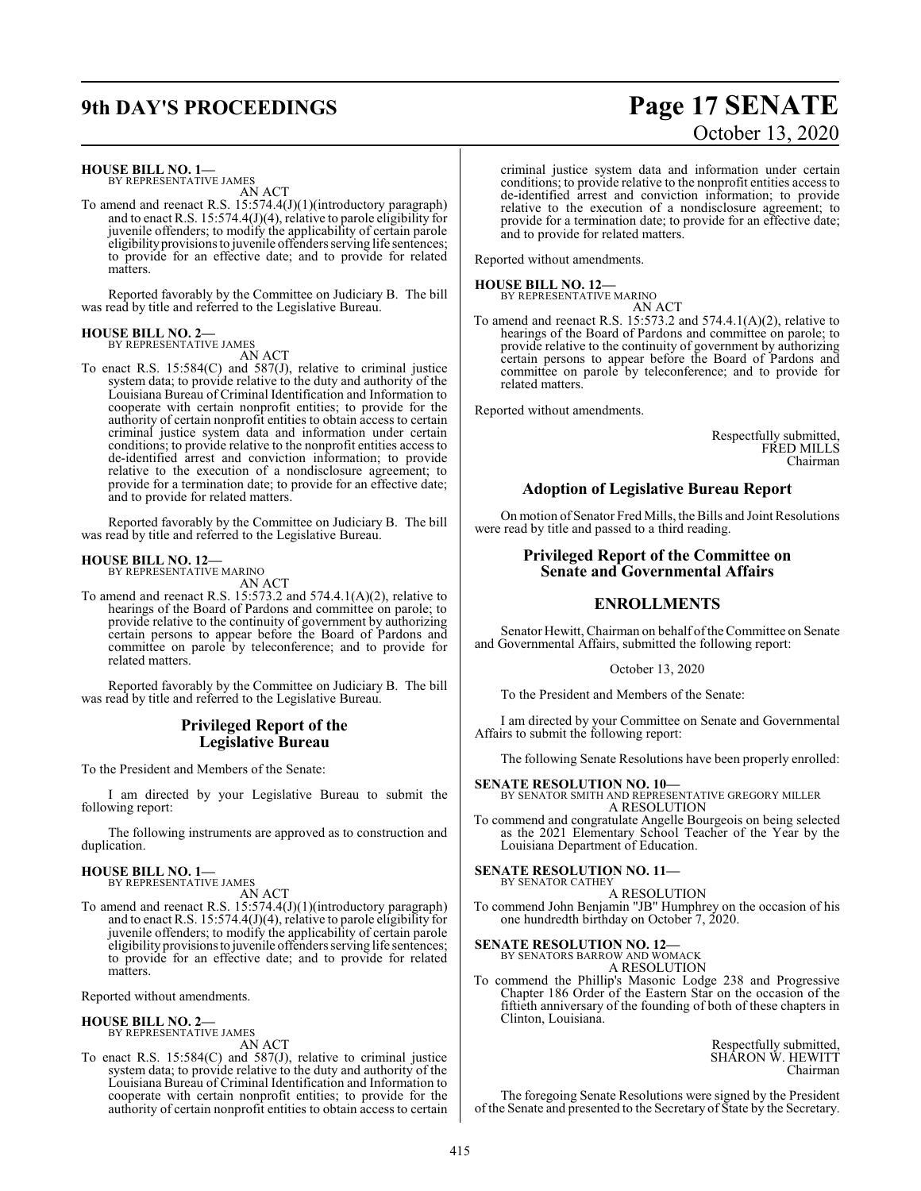**HOUSE BILL NO. 1—**
BY REPRESENTATIVE JAMES
AN ACT

To amend and reenact R.S. 15:574.4(J)(1)(introductory paragraph) and to enact R.S. 15:574.4(J)(4), relative to parole eligibility for juvenile offenders; to modify the applicability of certain parole eligibility provisions to juvenile offenders serving life sentences; to provide for an effective date; and to provide for related matters.

Reported favorably by the Committee on Judiciary B. The bill was read by title and referred to the Legislative Bureau.

**HOUSE BILL NO. 2—**
BY REPRESENTATIVE JAMES
AN ACT

To enact R.S. 15:584(C) and 587(J), relative to criminal justice system data; to provide relative to the duty and authority of the Louisiana Bureau of Criminal Identification and Information to cooperate with certain nonprofit entities; to provide for the authority of certain nonprofit entities to obtain access to certain criminal justice system data and information under certain conditions; to provide relative to the nonprofit entities access to de-identified arrest and conviction information; to provide relative to the execution of a nondisclosure agreement; to provide for a termination date; to provide for an effective date; and to provide for related matters.

Reported favorably by the Committee on Judiciary B. The bill was read by title and referred to the Legislative Bureau.

**HOUSE BILL NO. 12—**
BY REPRESENTATIVE MARINO
AN ACT

To amend and reenact R.S. 15:573.2 and 574.4.1(A)(2), relative to hearings of the Board of Pardons and committee on parole; to provide relative to the continuity of government by authorizing certain persons to appear before the Board of Pardons and committee on parole by teleconference; and to provide for related matters.

Reported favorably by the Committee on Judiciary B. The bill was read by title and referred to the Legislative Bureau.

## Privileged Report of the Legislative Bureau

To the President and Members of the Senate:

I am directed by your Legislative Bureau to submit the following report:

The following instruments are approved as to construction and duplication.

**HOUSE BILL NO. 1—**
BY REPRESENTATIVE JAMES
AN ACT

To amend and reenact R.S. 15:574.4(J)(1)(introductory paragraph) and to enact R.S. 15:574.4(J)(4), relative to parole eligibility for juvenile offenders; to modify the applicability of certain parole eligibility provisions to juvenile offenders serving life sentences; to provide for an effective date; and to provide for related matters.

Reported without amendments.

**HOUSE BILL NO. 2—**
BY REPRESENTATIVE JAMES
AN ACT

To enact R.S. 15:584(C) and 587(J), relative to criminal justice system data; to provide relative to the duty and authority of the Louisiana Bureau of Criminal Identification and Information to cooperate with certain nonprofit entities; to provide for the authority of certain nonprofit entities to obtain access to certain criminal justice system data and information under certain conditions; to provide relative to the nonprofit entities access to de-identified arrest and conviction information; to provide relative to the execution of a nondisclosure agreement; to provide for a termination date; to provide for an effective date; and to provide for related matters.

Reported without amendments.

**HOUSE BILL NO. 12—**
BY REPRESENTATIVE MARINO
AN ACT

To amend and reenact R.S. 15:573.2 and 574.4.1(A)(2), relative to hearings of the Board of Pardons and committee on parole; to provide relative to the continuity of government by authorizing certain persons to appear before the Board of Pardons and committee on parole by teleconference; and to provide for related matters.

Reported without amendments.

Respectfully submitted,
FRED MILLS
Chairman

## Adoption of Legislative Bureau Report

On motion of Senator Fred Mills, the Bills and Joint Resolutions were read by title and passed to a third reading.

## Privileged Report of the Committee on Senate and Governmental Affairs

## ENROLLMENTS

Senator Hewitt, Chairman on behalf of the Committee on Senate and Governmental Affairs, submitted the following report:

October 13, 2020

To the President and Members of the Senate:

I am directed by your Committee on Senate and Governmental Affairs to submit the following report:

The following Senate Resolutions have been properly enrolled:

**SENATE RESOLUTION NO. 10—**
BY SENATOR SMITH AND REPRESENTATIVE GREGORY MILLER
A RESOLUTION

To commend and congratulate Angelle Bourgeois on being selected as the 2021 Elementary School Teacher of the Year by the Louisiana Department of Education.

**SENATE RESOLUTION NO. 11—**
BY SENATOR CATHEY
A RESOLUTION

To commend John Benjamin "JB" Humphrey on the occasion of his one hundredth birthday on October 7, 2020.

**SENATE RESOLUTION NO. 12—**
BY SENATORS BARROW AND WOMACK
A RESOLUTION

To commend the Phillip's Masonic Lodge 238 and Progressive Chapter 186 Order of the Eastern Star on the occasion of the fiftieth anniversary of the founding of both of these chapters in Clinton, Louisiana.

Respectfully submitted,
SHARON W. HEWITT
Chairman

The foregoing Senate Resolutions were signed by the President of the Senate and presented to the Secretary of State by the Secretary.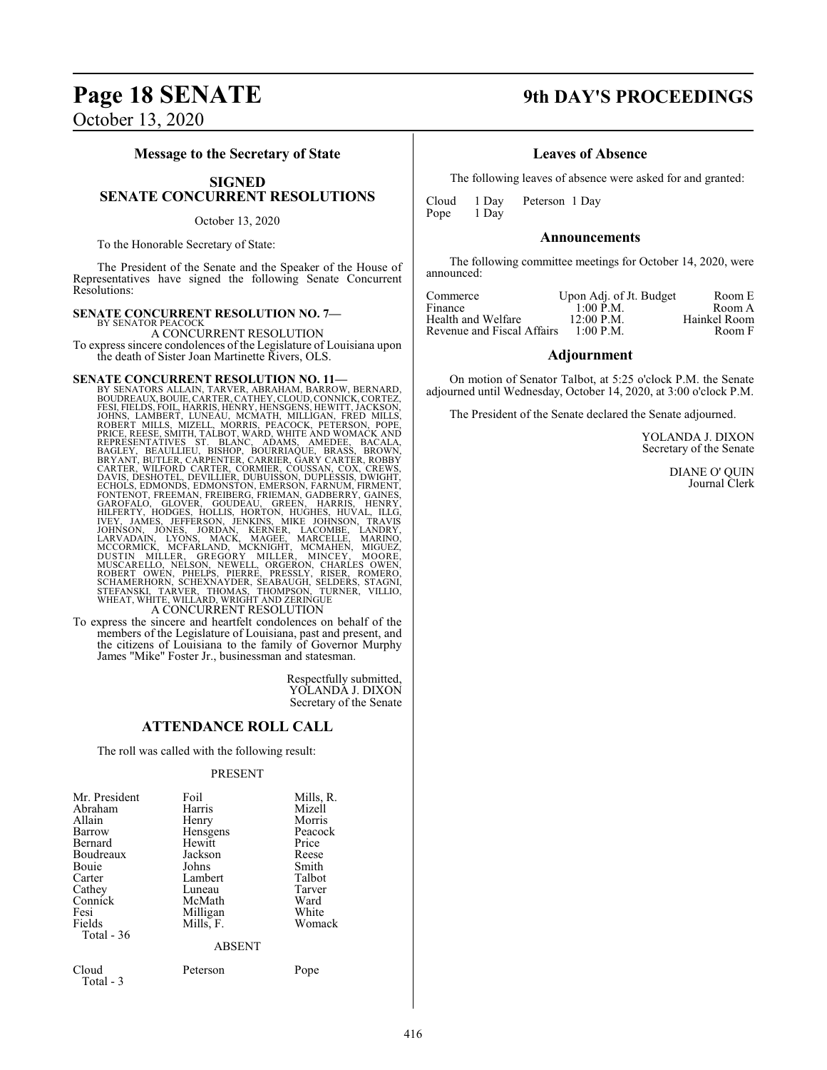## Message to the Secretary of State

### SIGNED SENATE CONCURRENT RESOLUTIONS

October 13, 2020

To the Honorable Secretary of State:

The President of the Senate and the Speaker of the House of Representatives have signed the following Senate Concurrent Resolutions:

**SENATE CONCURRENT RESOLUTION NO. 7—**
BY SENATOR PEACOCK
A CONCURRENT RESOLUTION
To express sincere condolences of the Legislature of Louisiana upon the death of Sister Joan Martinette Rivers, OLS.

**SENATE CONCURRENT RESOLUTION NO. 11—**
BY SENATORS ALLAIN, TARVER, ABRAHAM, BARROW, BERNARD, BOUDREAUX, BOUIE, CARTER, CATHEY, CLOUD, CONNICK, CORTEZ, FESI, FIELDS, FOIL, HARRIS, HENRY, HENSGENS, HEWITT, JACKSON, JOHNS, LAMBERT, LUNEAU, MCMATH, MILLIGAN, FRED MILLS, ROBERT MILLS, MIZELL, MORRIS, PEACOCK, PETERSON, POPE, PRICE, REESE, SMITH, TALBOT, WARD, WHITE AND WOMACK AND REPRESENTATIVES ST. BLANC, ADAMS, AMEDEE, BACALA, BAGLEY, BEAULLIEU, BISHOP, BOURRIAQUE, BRASS, BROWN, BRYANT, BUTLER, CARPENTER, CARRIER, GARY CARTER, ROBBY CARTER, WILFORD CARTER, CORMIER, COUSSAN, COX, CREWS, DAVIS, DESHOTEL, DEVILLIER, DUBUISSON, DUPLESSIS, DWIGHT, ECHOLS, EDMONDS, EDMONSTON, EMERSON, FARNUM, FIRMENT, FONTENOT, FREEMAN, FREIBERG, FRIEMAN, GADBERRY, GAINES, GAROFALO, GLOVER, GOUDEAU, GREEN, HARRIS, HENRY, HILFERTY, HODGES, HOLLIS, HORTON, HUGHES, HUVAL, ILLG, IVEY, JAMES, JEFFERSON, JENKINS, MIKE JOHNSON, TRAVIS JOHNSON, JONES, JORDAN, KERNER, LACOMBE, LANDRY, LARVADAIN, LYONS, MACK, MAGEE, MARCELLE, MARINO, MCCORMICK, MCFARLAND, MCKNIGHT, MCMAHEN, MIGUEZ, DUSTIN MILLER, GREGORY MILLER, MINCEY, MOORE, MUSCARELLO, NELSON, NEWELL, ORGERON, CHARLES OWEN, ROBERT OWEN, PHELPS, PIERRE, PRESSLY, RISER, ROMERO, SCHAMERHORN, SCHEXNAYDER, SEABAUGH, SELDERS, STAGNI, STEFANSKI, TARVER, THOMAS, THOMPSON, TURNER, VILLIO, WHEAT, WHITE, WILLARD, WRIGHT AND ZERINGUE
A CONCURRENT RESOLUTION
To express the sincere and heartfelt condolences on behalf of the members of the Legislature of Louisiana, past and present, and the citizens of Louisiana to the family of Governor Murphy James "Mike" Foster Jr., businessman and statesman.

Respectfully submitted,
YOLANDA J. DIXON
Secretary of the Senate

## ATTENDANCE ROLL CALL

The roll was called with the following result:

PRESENT

| | | |
|---|---|---|
| Mr. President | Foil | Mills, R. |
| Abraham | Harris | Mizell |
| Allain | Henry | Morris |
| Barrow | Hensgens | Peacock |
| Bernard | Hewitt | Price |
| Boudreaux | Jackson | Reese |
| Bouie | Johns | Smith |
| Carter | Lambert | Talbot |
| Cathey | Luneau | Tarver |
| Connick | McMath | Ward |
| Fesi | Milligan | White |
| Fields | Mills, F. | Womack |
| Total - 36 | | |

ABSENT

| | | |
|---|---|---|
| Cloud | Peterson | Pope |
| Total - 3 | | |

## Leaves of Absence

The following leaves of absence were asked for and granted:

| | | | |
|---|---|---|---|
| Cloud | 1 Day | Peterson | 1 Day |
| Pope | 1 Day | | |

## Announcements

The following committee meetings for October 14, 2020, were announced:

| | | |
|---|---|---|
| Commerce | Upon Adj. of Jt. Budget | Room E |
| Finance | 1:00 P.M. | Room A |
| Health and Welfare | 12:00 P.M. | Hainkel Room |
| Revenue and Fiscal Affairs | 1:00 P.M. | Room F |

## Adjournment

On motion of Senator Talbot, at 5:25 o'clock P.M. the Senate adjourned until Wednesday, October 14, 2020, at 3:00 o'clock P.M.

The President of the Senate declared the Senate adjourned.

YOLANDA J. DIXON
Secretary of the Senate

DIANE O' QUIN
Journal Clerk